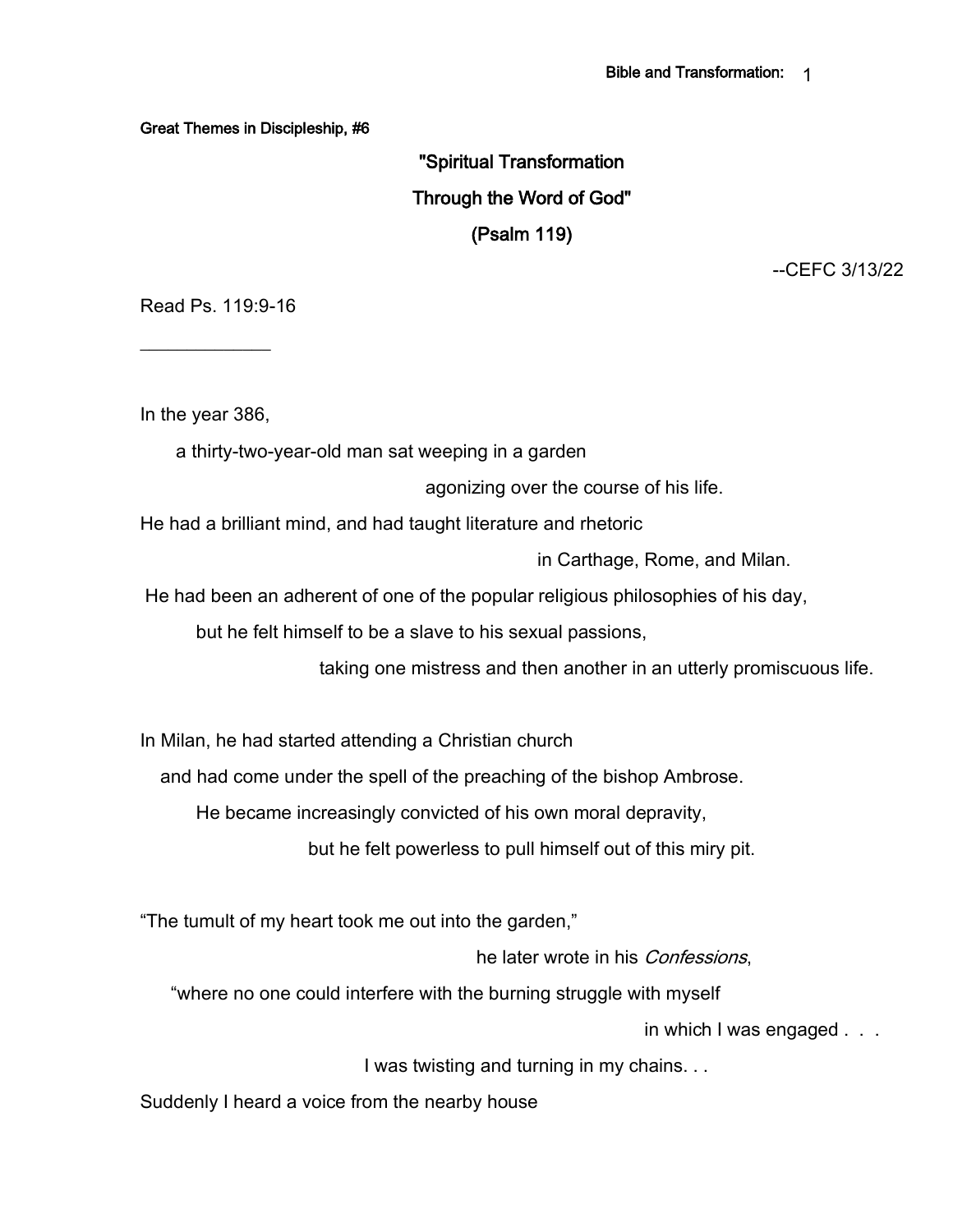Great Themes in Discipleship, #6

# "Spiritual Transformation Through the Word of God" (Psalm 119)

--CEFC 3/13/22

Read Ps. 119:9-16

\_\_\_\_\_\_\_\_\_\_\_\_\_

In the year 386,
a thirty-two-year-old man sat weeping in a garden
agonizing over the course of his life.
He had a brilliant mind, and had taught literature and rhetoric
in Carthage, Rome, and Milan.
He had been an adherent of one of the popular religious philosophies of his day,
but he felt himself to be a slave to his sexual passions,
taking one mistress and then another in an utterly promiscuous life.

In Milan, he had started attending a Christian church
and had come under the spell of the preaching of the bishop Ambrose.
He became increasingly convicted of his own moral depravity,
but he felt powerless to pull himself out of this miry pit.

"The tumult of my heart took me out into the garden,"
he later wrote in his *Confessions*,
"where no one could interfere with the burning struggle with myself
in which I was engaged . . .
I was twisting and turning in my chains. . .
Suddenly I heard a voice from the nearby house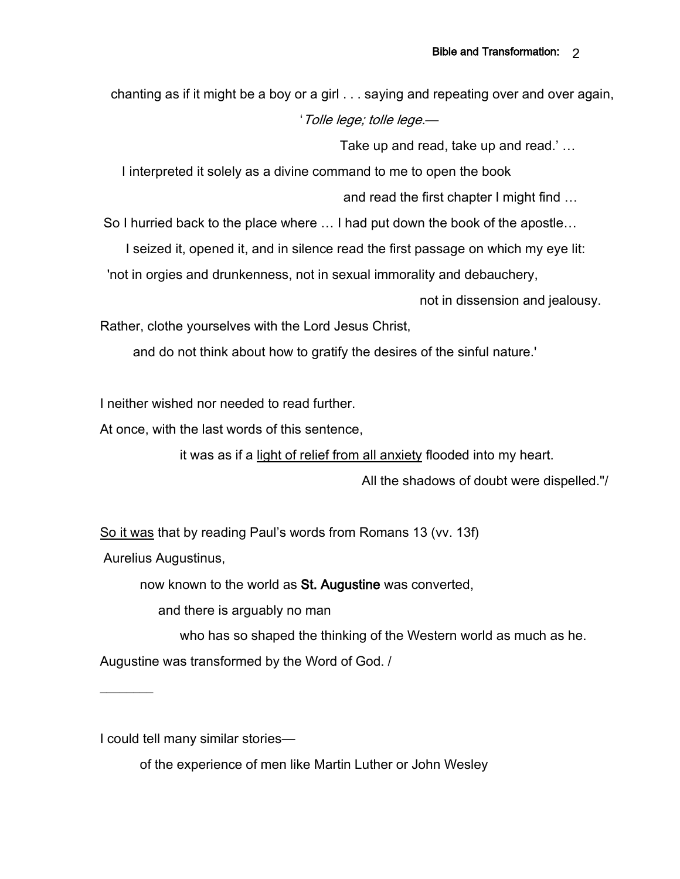chanting as if it might be a boy or a girl . . . saying and repeating over and over again,

'*Tolle lege; tolle lege.*—

Take up and read, take up and read.' …

I interpreted it solely as a divine command to me to open the book

and read the first chapter I might find …

So I hurried back to the place where … I had put down the book of the apostle…

I seized it, opened it, and in silence read the first passage on which my eye lit:

'not in orgies and drunkenness, not in sexual immorality and debauchery,

not in dissension and jealousy.

Rather, clothe yourselves with the Lord Jesus Christ,

and do not think about how to gratify the desires of the sinful nature.'

I neither wished nor needed to read further.

At once, with the last words of this sentence,

it was as if a <u>light of relief from all anxiety</u> flooded into my heart.

All the shadows of doubt were dispelled."/

<u>So it was</u> that by reading Paul's words from Romans 13 (vv. 13f)

Aurelius Augustinus,

now known to the world as **St. Augustine** was converted,

and there is arguably no man

who has so shaped the thinking of the Western world as much as he.

Augustine was transformed by the Word of God. /

_______

I could tell many similar stories—

of the experience of men like Martin Luther or John Wesley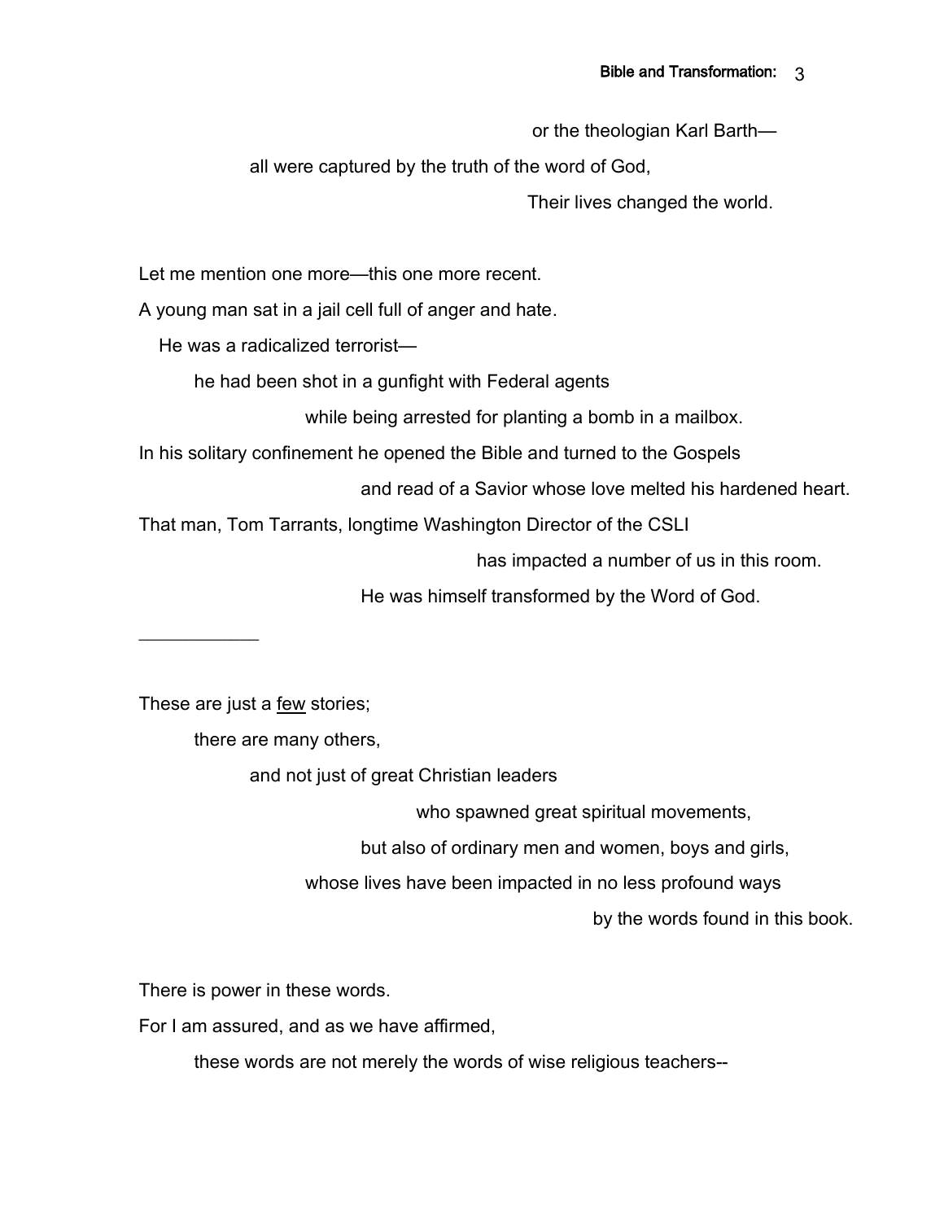or the theologian Karl Barth—

all were captured by the truth of the word of God,

Their lives changed the world.

Let me mention one more—this one more recent.

A young man sat in a jail cell full of anger and hate.

He was a radicalized terrorist—

he had been shot in a gunfight with Federal agents

while being arrested for planting a bomb in a mailbox.

In his solitary confinement he opened the Bible and turned to the Gospels

and read of a Savior whose love melted his hardened heart.

That man, Tom Tarrants, longtime Washington Director of the CSLI

has impacted a number of us in this room.

He was himself transformed by the Word of God.

___________

These are just a <u>few</u> stories;

there are many others,

and not just of great Christian leaders

who spawned great spiritual movements,

but also of ordinary men and women, boys and girls,

whose lives have been impacted in no less profound ways

by the words found in this book.

There is power in these words.

For I am assured, and as we have affirmed,

these words are not merely the words of wise religious teachers--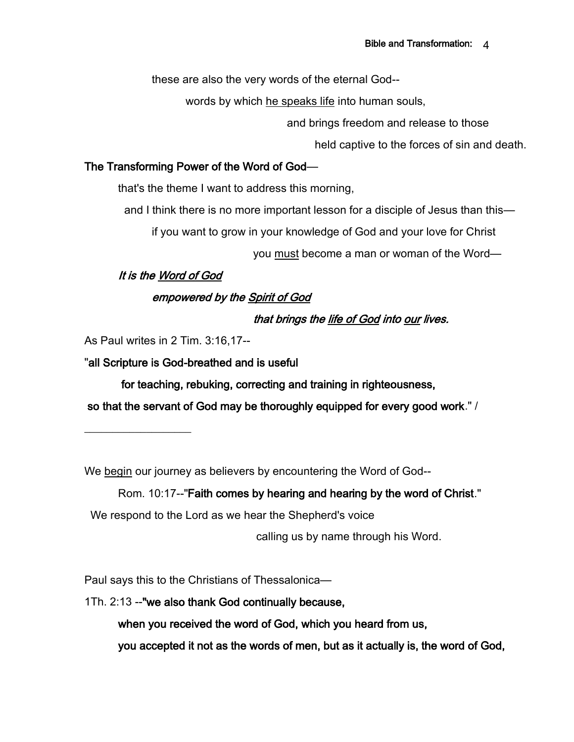these are also the very words of the eternal God--

words by which <u>he speaks life</u> into human souls,

and brings freedom and release to those

held captive to the forces of sin and death.

**The Transforming Power of the Word of God**—

that's the theme I want to address this morning,

and I think there is no more important lesson for a disciple of Jesus than this—

if you want to grow in your knowledge of God and your love for Christ

you <u>must</u> become a man or woman of the Word—

***It is the <u>Word of God</u>***

***empowered by the <u>Spirit of God</u>***

***that brings the <u>life of God</u> into <u>our</u> lives.***

As Paul writes in 2 Tim. 3:16,17--

"**all Scripture is God-breathed and is useful**

**for teaching, rebuking, correcting and training in righteousness,**

**so that the servant of God may be thoroughly equipped for every good work**." /

---

We <u>begin</u> our journey as believers by encountering the Word of God--

Rom. 10:17--"**Faith comes by hearing and hearing by the word of Christ**."

We respond to the Lord as we hear the Shepherd's voice

calling us by name through his Word.

Paul says this to the Christians of Thessalonica—

1Th. 2:13 --"**we also thank God continually because,**

**when you received the word of God, which you heard from us,**

**you accepted it not as the words of men, but as it actually is, the word of God,**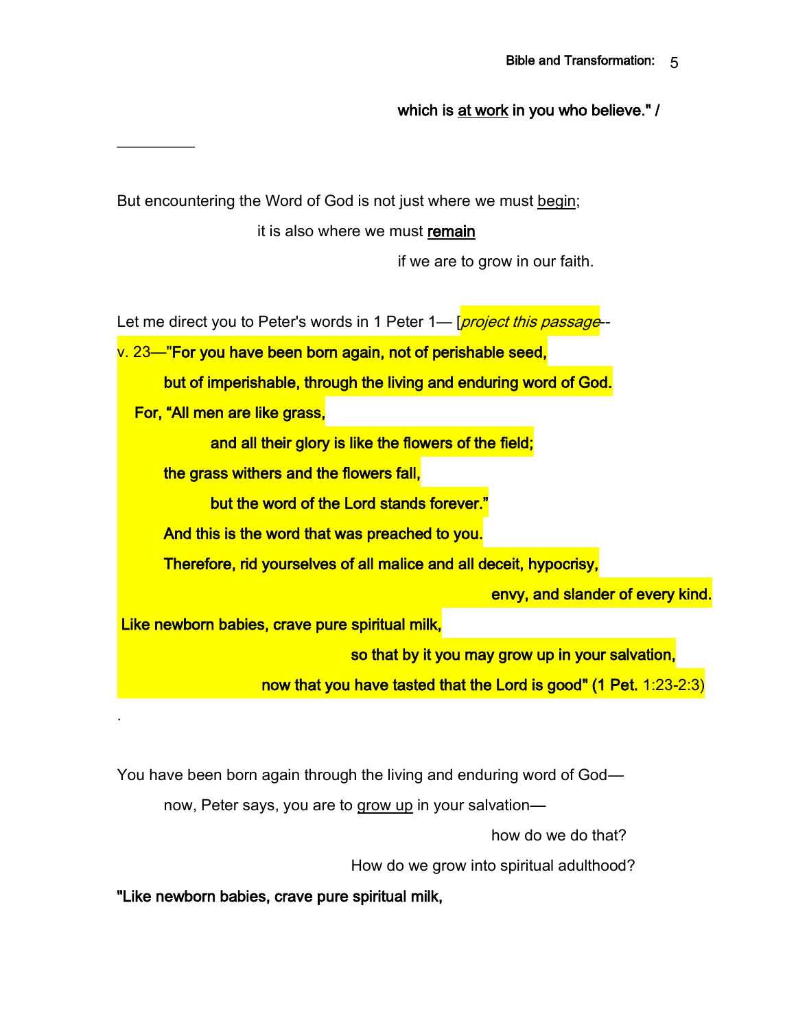**which is <u>at work</u> in you who believe." /**

_________

But encountering the Word of God is not just where we must <u>begin</u>;

it is also where we must **<u>remain</u>**

if we are to grow in our faith.

Let me direct you to Peter's words in 1 Peter 1— [*project this passage*--

v. 23—"**For you have been born again, not of perishable seed,**

**but of imperishable, through the living and enduring word of God.**

**For, "All men are like grass,**

**and all their glory is like the flowers of the field;**

**the grass withers and the flowers fall,**

**but the word of the Lord stands forever."**

**And this is the word that was preached to you.**

**Therefore, rid yourselves of all malice and all deceit, hypocrisy,**

**envy, and slander of every kind.**

**Like newborn babies, crave pure spiritual milk,**

**so that by it you may grow up in your salvation,**

**now that you have tasted that the Lord is good" (1 Pet.** 1:23-2:3)

.

You have been born again through the living and enduring word of God—

now, Peter says, you are to <u>grow up</u> in your salvation—

how do we do that?

How do we grow into spiritual adulthood?

**"Like newborn babies, crave pure spiritual milk,**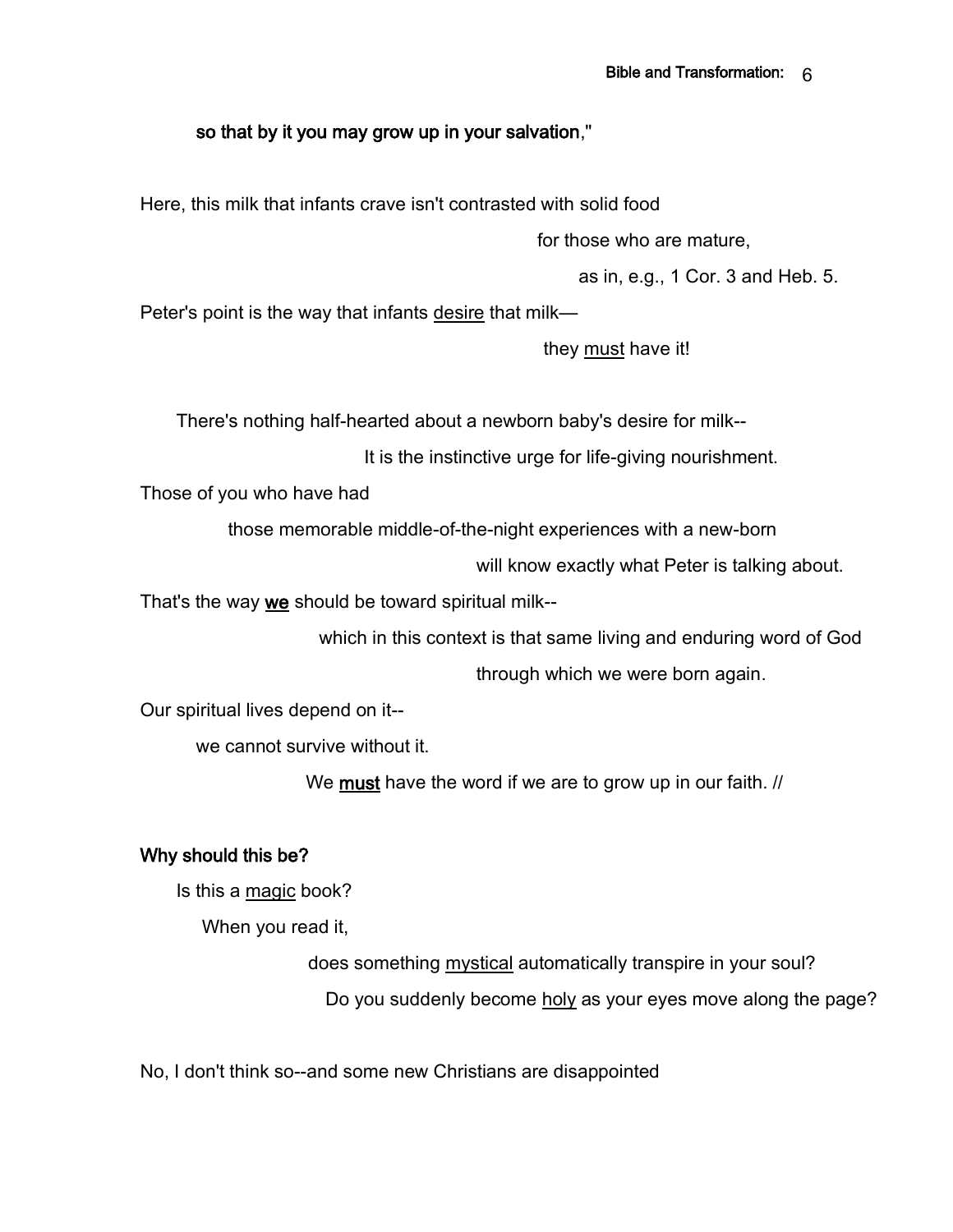**so that by it you may grow up in your salvation**,"

Here, this milk that infants crave isn't contrasted with solid food

for those who are mature,

as in, e.g., 1 Cor. 3 and Heb. 5.

Peter's point is the way that infants <u>desire</u> that milk—

they <u>must</u> have it!

There's nothing half-hearted about a newborn baby's desire for milk--

It is the instinctive urge for life-giving nourishment.

Those of you who have had

those memorable middle-of-the-night experiences with a new-born

will know exactly what Peter is talking about.

That's the way **<u>we</u>** should be toward spiritual milk--

which in this context is that same living and enduring word of God

through which we were born again.

Our spiritual lives depend on it--

we cannot survive without it.

We **<u>must</u>** have the word if we are to grow up in our faith. //

**Why should this be?**

Is this a <u>magic</u> book?

When you read it,

does something <u>mystical</u> automatically transpire in your soul?

Do you suddenly become <u>holy</u> as your eyes move along the page?

No, I don't think so--and some new Christians are disappointed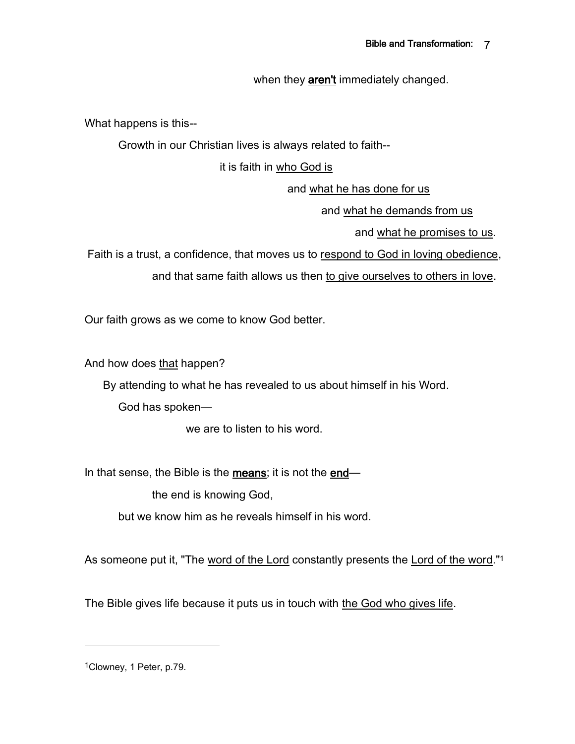when they **<u>aren't</u>** immediately changed.

What happens is this--

Growth in our Christian lives is always related to faith--

it is faith in <u>who God is</u>

and <u>what he has done for us</u>

and <u>what he demands from us</u>

and <u>what he promises to us</u>.

Faith is a trust, a confidence, that moves us to <u>respond to God in loving obedience</u>,

and that same faith allows us then <u>to give ourselves to others in love</u>.

Our faith grows as we come to know God better.

And how does <u>that</u> happen?

By attending to what he has revealed to us about himself in his Word.

God has spoken—

we are to listen to his word.

In that sense, the Bible is the **<u>means</u>**; it is not the **<u>end</u>**—

the end is knowing God,

but we know him as he reveals himself in his word.

As someone put it, "The <u>word of the Lord</u> constantly presents the <u>Lord of the word</u>."[1]

The Bible gives life because it puts us in touch with <u>the God who gives life</u>.

---

[1]Clowney, 1 Peter, p.79.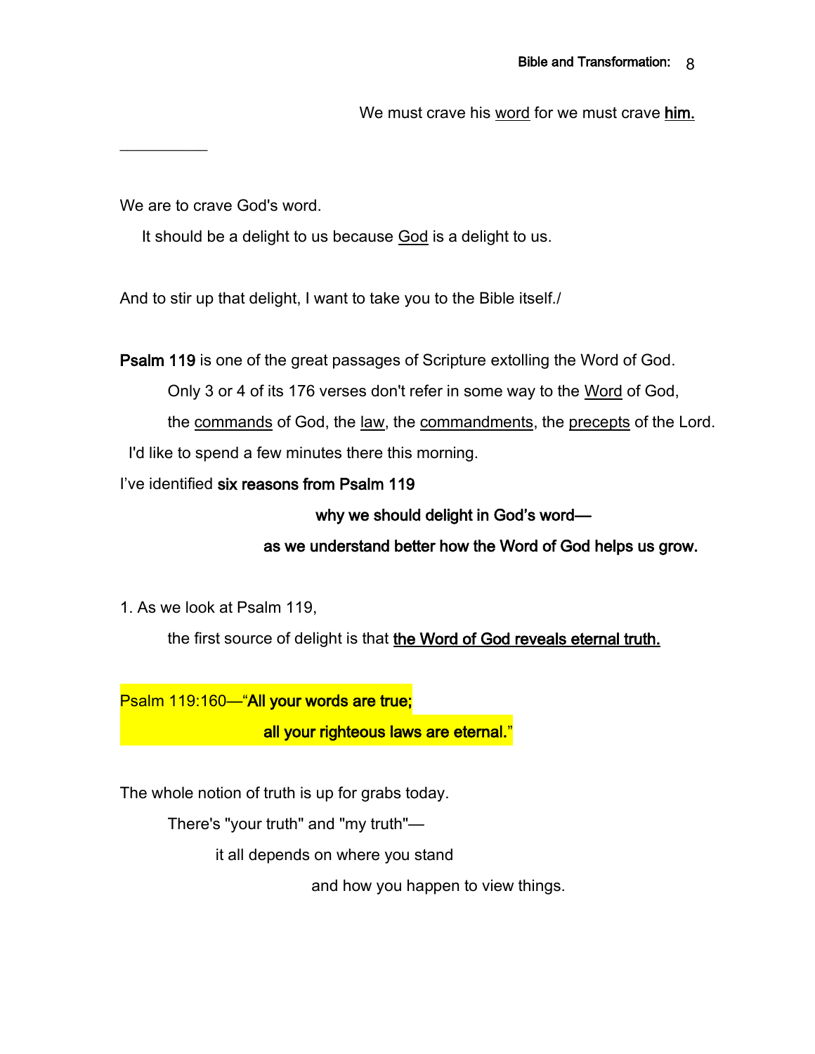We must crave his word for we must crave **him.**

---

We are to crave God's word.

It should be a delight to us because God is a delight to us.

And to stir up that delight, I want to take you to the Bible itself./

**Psalm 119** is one of the great passages of Scripture extolling the Word of God.

Only 3 or 4 of its 176 verses don't refer in some way to the Word of God, the commands of God, the law, the commandments, the precepts of the Lord.

I'd like to spend a few minutes there this morning.

I've identified **six reasons from Psalm 119**

**why we should delight in God's word—**

**as we understand better how the Word of God helps us grow.**

1. As we look at Psalm 119,

the first source of delight is that **the Word of God reveals eternal truth.**

Psalm 119:160—"**All your words are true;**

**all your righteous laws are eternal.**"

The whole notion of truth is up for grabs today.

There's "your truth" and "my truth"—

it all depends on where you stand

and how you happen to view things.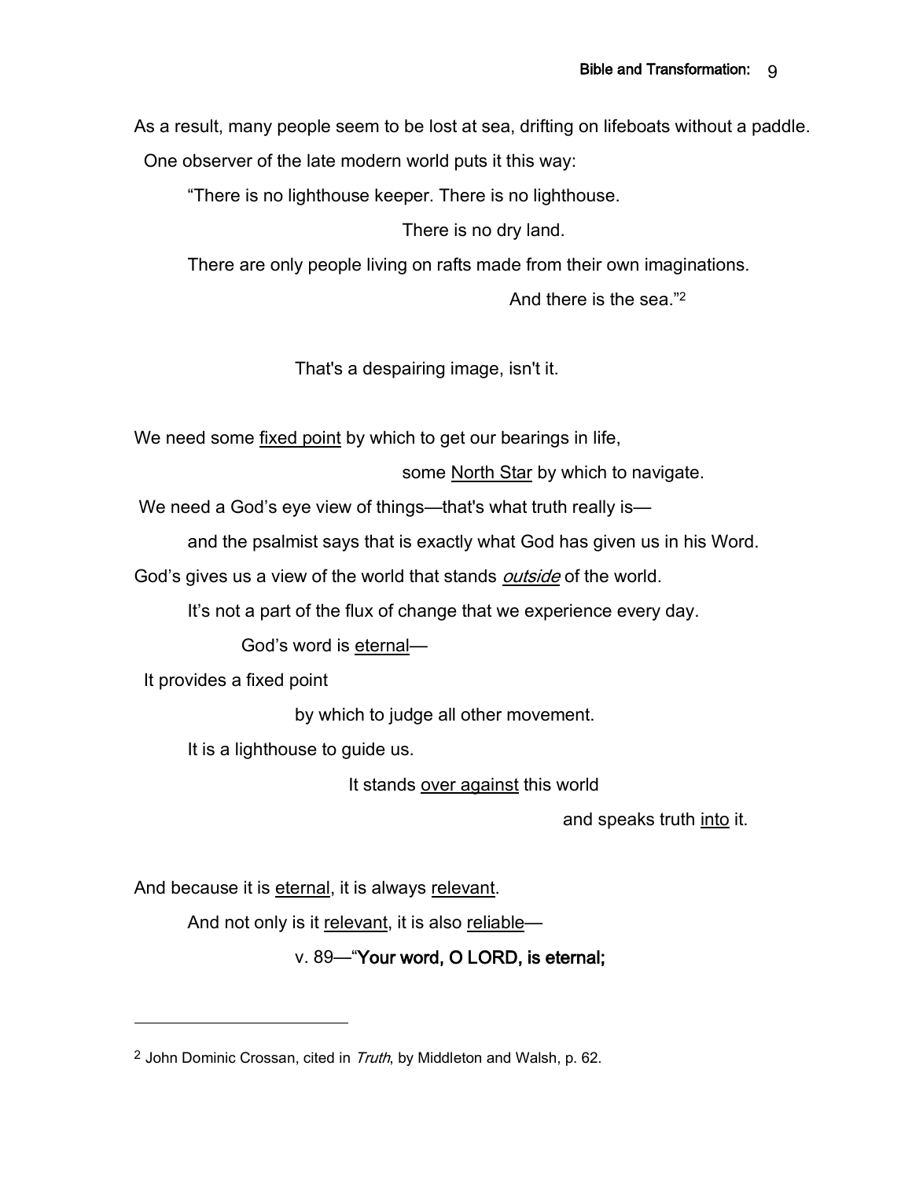As a result, many people seem to be lost at sea, drifting on lifeboats without a paddle.

One observer of the late modern world puts it this way:

"There is no lighthouse keeper. There is no lighthouse.

There is no dry land.

There are only people living on rafts made from their own imaginations.

And there is the sea."[2]

That's a despairing image, isn't it.

We need some <u>fixed point</u> by which to get our bearings in life,

some <u>North Star</u> by which to navigate.

We need a God's eye view of things—that's what truth really is—

and the psalmist says that is exactly what God has given us in his Word.

God's gives us a view of the world that stands <u>*outside*</u> of the world.

It's not a part of the flux of change that we experience every day.

God's word is <u>eternal</u>—

It provides a fixed point

by which to judge all other movement.

It is a lighthouse to guide us.

It stands <u>over against</u> this world

and speaks truth <u>into</u> it.

And because it is <u>eternal</u>, it is always <u>relevant</u>.

And not only is it <u>relevant</u>, it is also <u>reliable</u>—

v. 89—"**Your word, O LORD, is eternal;**

---

[2] John Dominic Crossan, cited in *Truth*, by Middleton and Walsh, p. 62.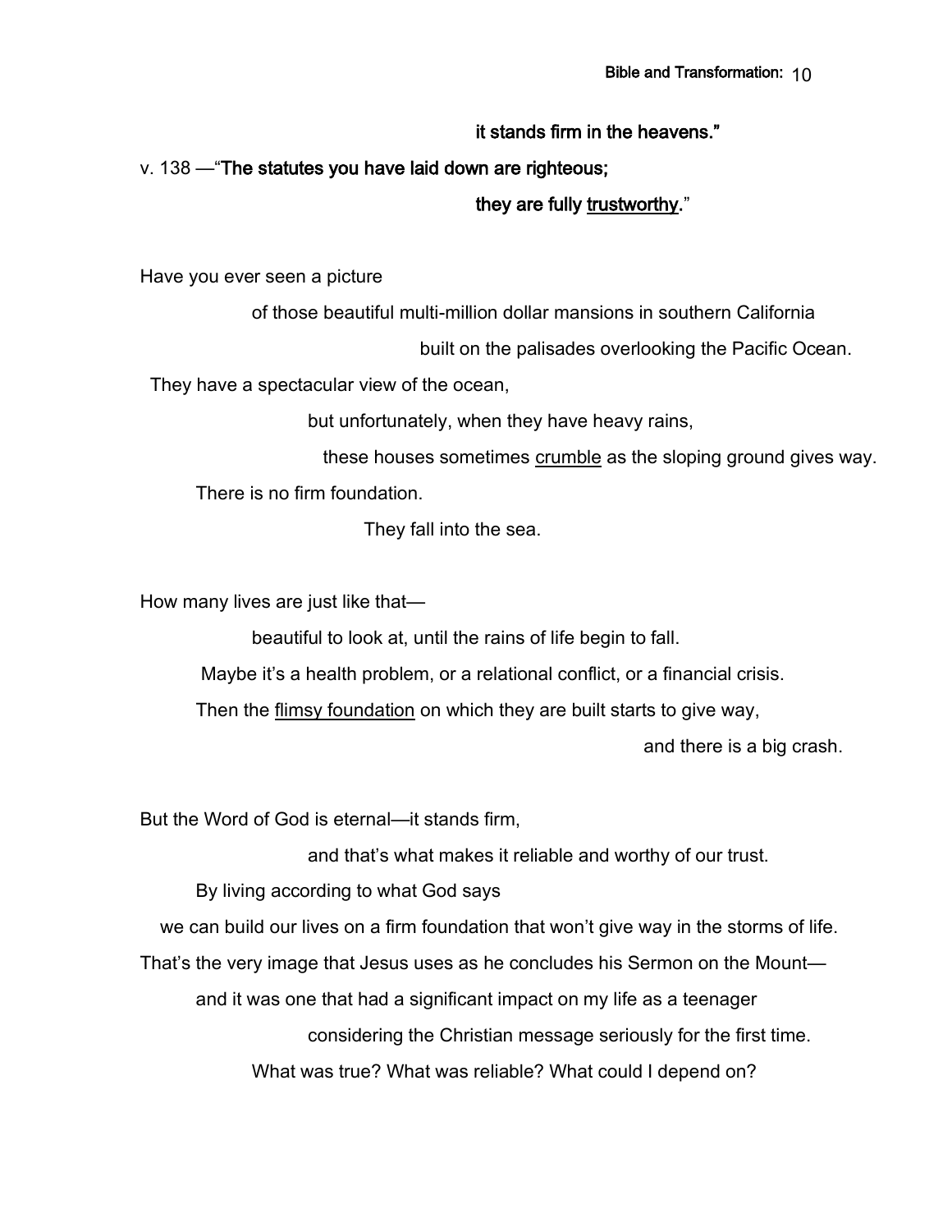**it stands firm in the heavens."**

v. 138 —"**The statutes you have laid down are righteous;**

**they are fully <u>trustworthy</u>.**"

Have you ever seen a picture

of those beautiful multi-million dollar mansions in southern California

built on the palisades overlooking the Pacific Ocean.

They have a spectacular view of the ocean,

but unfortunately, when they have heavy rains,

these houses sometimes <u>crumble</u> as the sloping ground gives way.

There is no firm foundation.

They fall into the sea.

How many lives are just like that—

beautiful to look at, until the rains of life begin to fall.

Maybe it's a health problem, or a relational conflict, or a financial crisis.

Then the <u>flimsy foundation</u> on which they are built starts to give way,

and there is a big crash.

But the Word of God is eternal—it stands firm,

and that's what makes it reliable and worthy of our trust.

By living according to what God says

we can build our lives on a firm foundation that won't give way in the storms of life.

That's the very image that Jesus uses as he concludes his Sermon on the Mount—

and it was one that had a significant impact on my life as a teenager

considering the Christian message seriously for the first time.

What was true? What was reliable? What could I depend on?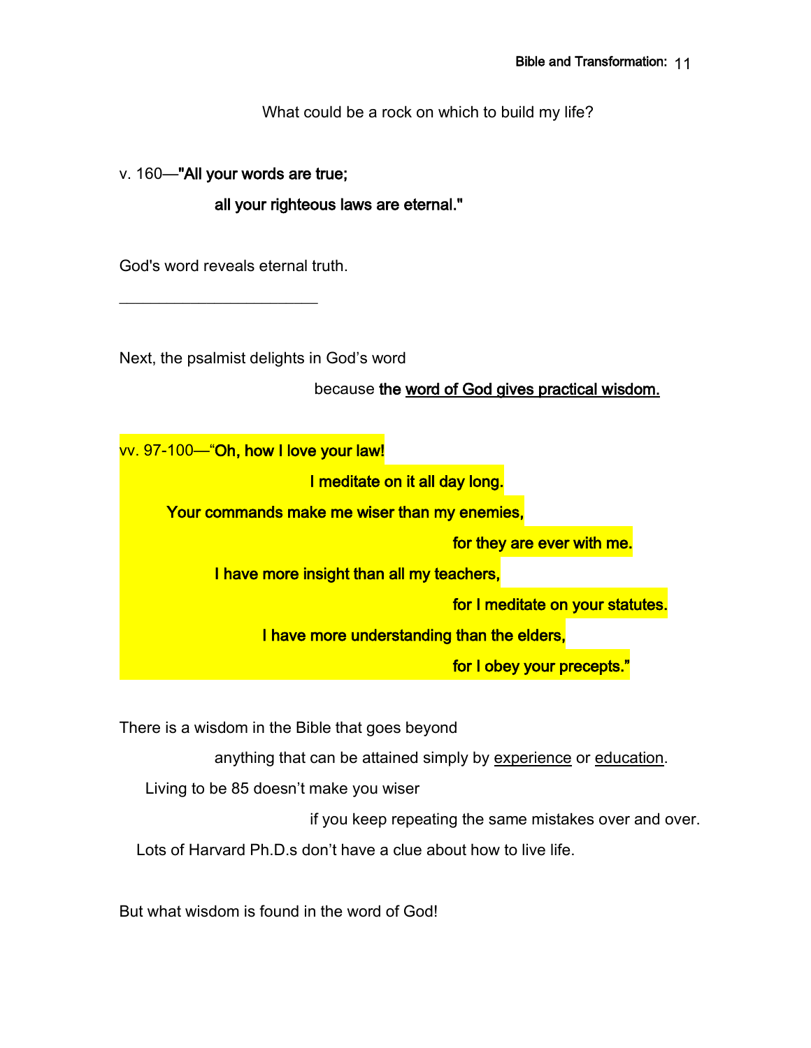What could be a rock on which to build my life?

v. 160—**"All your words are true;**

**all your righteous laws are eternal."**

God's word reveals eternal truth.

---

Next, the psalmist delights in God's word

because **the word of God gives practical wisdom.**

vv. 97-100—"**Oh, how I love your law!**

**I meditate on it all day long.**

**Your commands make me wiser than my enemies,**

**for they are ever with me.**

**I have more insight than all my teachers,**

**for I meditate on your statutes.**

**I have more understanding than the elders,**

**for I obey your precepts."**

There is a wisdom in the Bible that goes beyond

anything that can be attained simply by experience or education.

Living to be 85 doesn't make you wiser

if you keep repeating the same mistakes over and over.

Lots of Harvard Ph.D.s don't have a clue about how to live life.

But what wisdom is found in the word of God!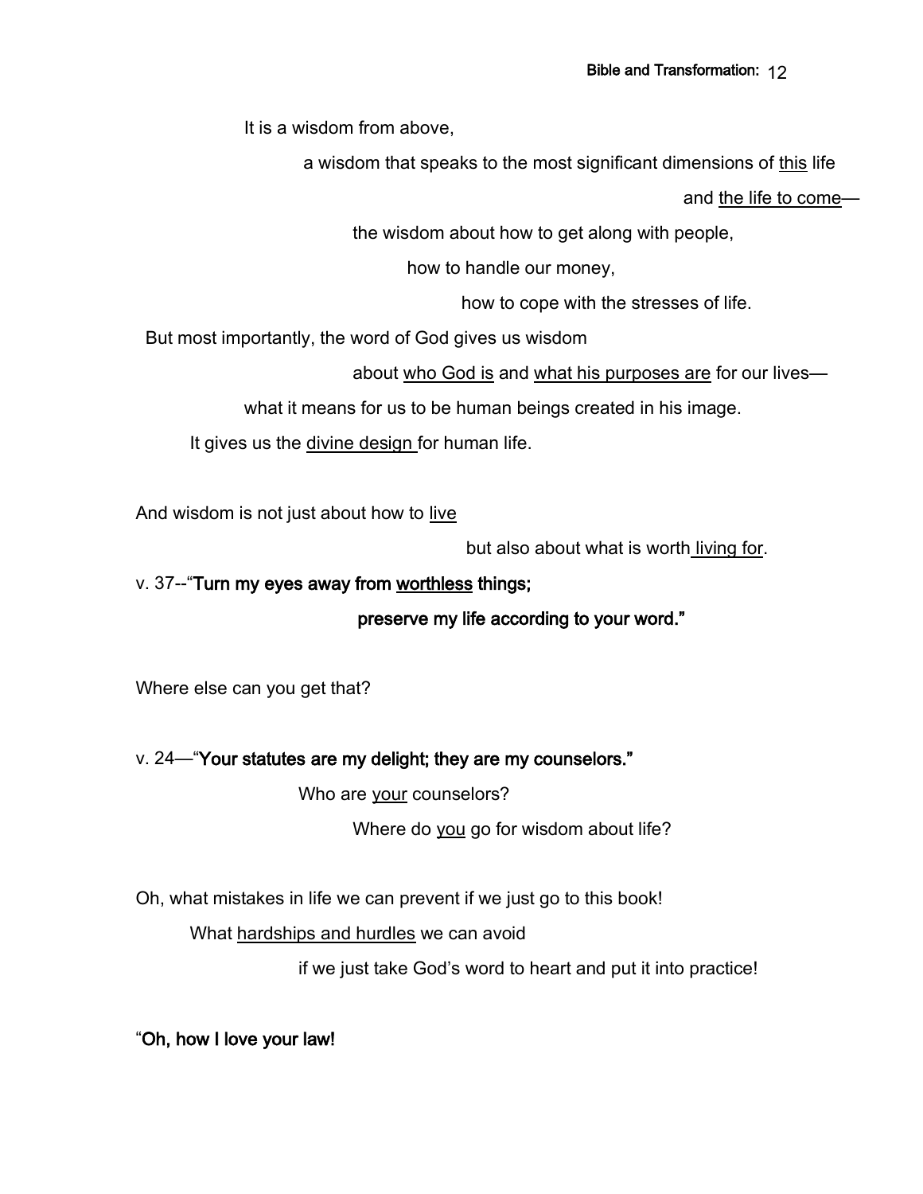It is a wisdom from above,

a wisdom that speaks to the most significant dimensions of <u>this</u> life

and <u>the life to come</u>—

the wisdom about how to get along with people,

how to handle our money,

how to cope with the stresses of life.

But most importantly, the word of God gives us wisdom

about <u>who God is</u> and <u>what his purposes are</u> for our lives—

what it means for us to be human beings created in his image.

It gives us the <u>divine design</u> for human life.

And wisdom is not just about how to <u>live</u>

but also about what is worth <u>living for</u>.

v. 37--"**Turn my eyes away from <u>worthless</u> things;**

**preserve my life according to your word."**

Where else can you get that?

v. 24—"**Your statutes are my delight; they are my counselors."**

Who are <u>your</u> counselors?

Where do <u>you</u> go for wisdom about life?

Oh, what mistakes in life we can prevent if we just go to this book!

What <u>hardships and hurdles</u> we can avoid

if we just take God's word to heart and put it into practice!

"**Oh, how I love your law!**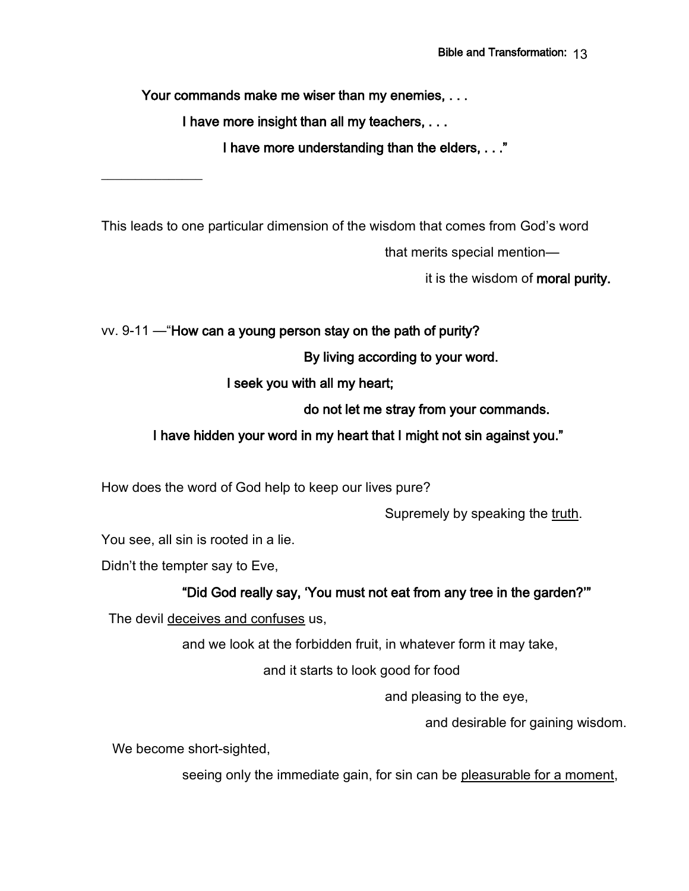**Your commands make me wiser than my enemies, . . .**

**I have more insight than all my teachers, . . .**

**I have more understanding than the elders, . . .”**

---

This leads to one particular dimension of the wisdom that comes from God’s word

that merits special mention—

it is the wisdom of **moral purity.**

vv. 9-11 —“**How can a young person stay on the path of purity?**

**By living according to your word.**

**I seek you with all my heart;**

**do not let me stray from your commands.**

**I have hidden your word in my heart that I might not sin against you.”**

How does the word of God help to keep our lives pure?

Supremely by speaking the <u>truth</u>.

You see, all sin is rooted in a lie.

Didn’t the tempter say to Eve,

**“Did God really say, ‘You must not eat from any tree in the garden?’”**

The devil <u>deceives and confuses</u> us,

and we look at the forbidden fruit, in whatever form it may take,

and it starts to look good for food

and pleasing to the eye,

and desirable for gaining wisdom.

We become short-sighted,

seeing only the immediate gain, for sin can be <u>pleasurable for a moment</u>,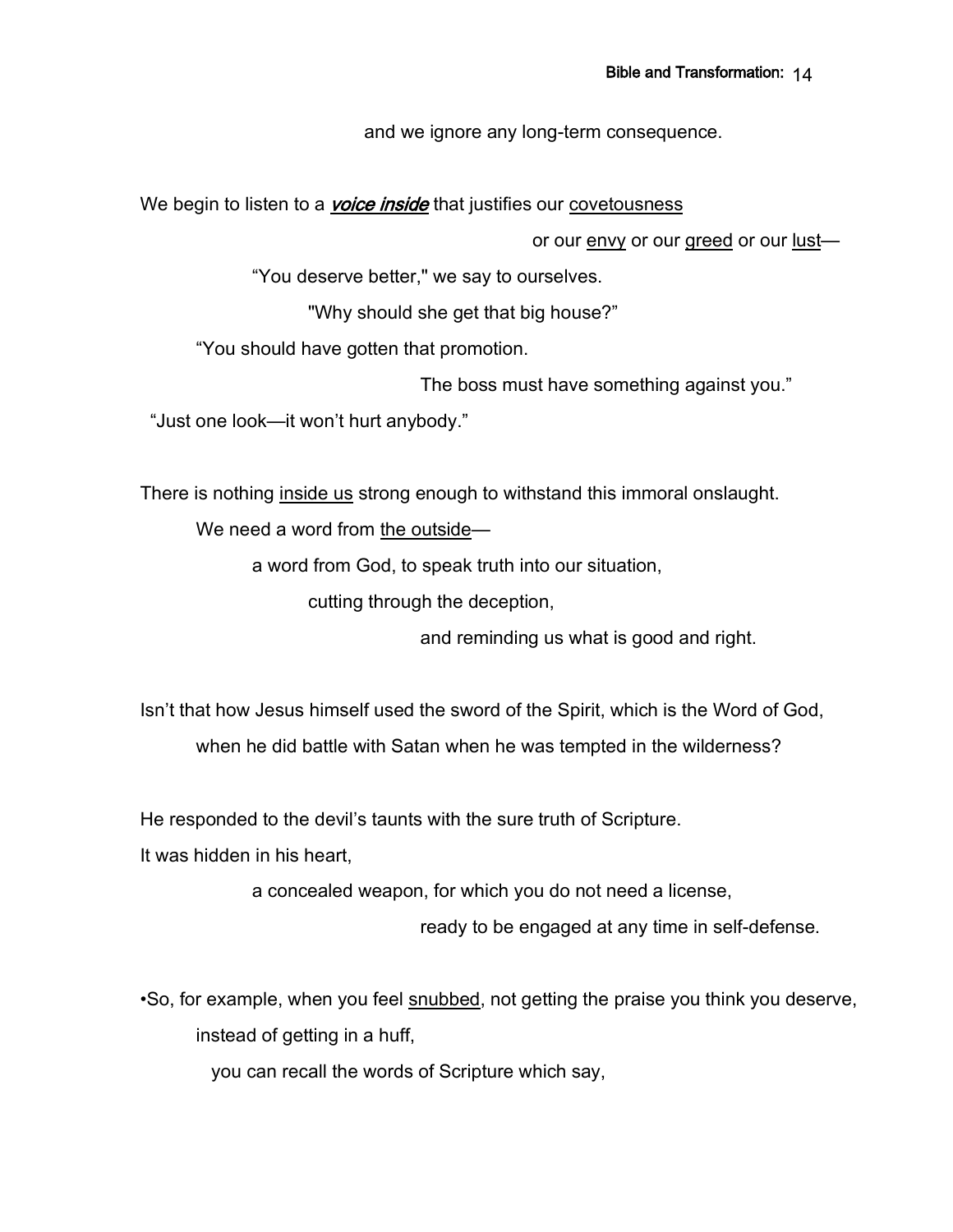and we ignore any long-term consequence.

We begin to listen to a ***voice inside*** that justifies our <u>covetousness</u>

or our <u>envy</u> or our <u>greed</u> or our <u>lust</u>—

"You deserve better," we say to ourselves.

"Why should she get that big house?"

"You should have gotten that promotion.

The boss must have something against you."

"Just one look—it won't hurt anybody."

There is nothing <u>inside us</u> strong enough to withstand this immoral onslaught.

We need a word from <u>the outside</u>—

a word from God, to speak truth into our situation,

cutting through the deception,

and reminding us what is good and right.

Isn't that how Jesus himself used the sword of the Spirit, which is the Word of God,

when he did battle with Satan when he was tempted in the wilderness?

He responded to the devil's taunts with the sure truth of Scripture.

It was hidden in his heart,

a concealed weapon, for which you do not need a license,

ready to be engaged at any time in self-defense.

•So, for example, when you feel <u>snubbed</u>, not getting the praise you think you deserve,

instead of getting in a huff,

you can recall the words of Scripture which say,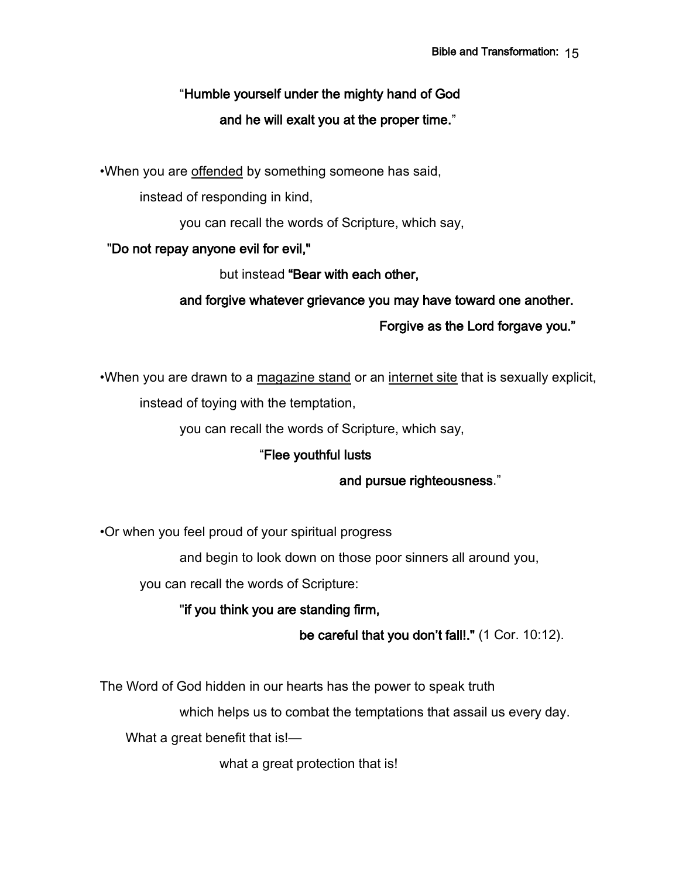"**Humble yourself under the mighty hand of God**

**and he will exalt you at the proper time.**"

•When you are <u>offended</u> by something someone has said,

instead of responding in kind,

you can recall the words of Scripture, which say,

**"Do not repay anyone evil for evil,"**

but instead **"Bear with each other,**

**and forgive whatever grievance you may have toward one another.**

**Forgive as the Lord forgave you."**

•When you are drawn to a <u>magazine stand</u> or an <u>internet site</u> that is sexually explicit,

instead of toying with the temptation,

you can recall the words of Scripture, which say,

"**Flee youthful lusts**

**and pursue righteousness**."

•Or when you feel proud of your spiritual progress

and begin to look down on those poor sinners all around you,

you can recall the words of Scripture:

**"if you think you are standing firm,**

**be careful that you don't fall!."** (1 Cor. 10:12).

The Word of God hidden in our hearts has the power to speak truth

which helps us to combat the temptations that assail us every day.

What a great benefit that is!—

what a great protection that is!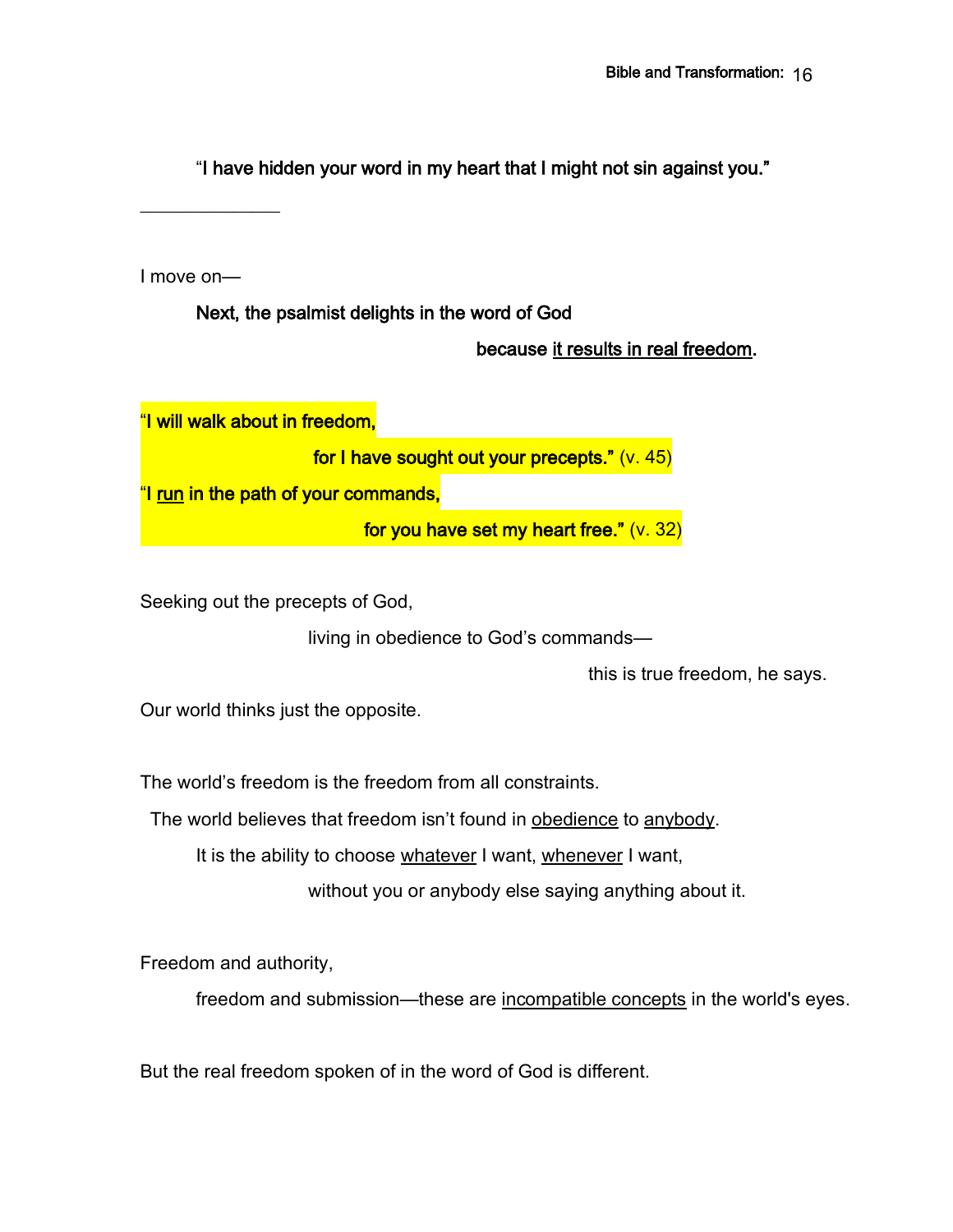"**I have hidden your word in my heart that I might not sin against you.**"

______________

I move on—

**Next, the psalmist delights in the word of God**

**because it results in real freedom.**

"**I will walk about in freedom,**

**for I have sought out your precepts."** (v. 45)

"**I run in the path of your commands,**

**for you have set my heart free."** (v. 32)

Seeking out the precepts of God,

living in obedience to God's commands—

this is true freedom, he says.

Our world thinks just the opposite.

The world's freedom is the freedom from all constraints.

The world believes that freedom isn't found in obedience to anybody.

It is the ability to choose whatever I want, whenever I want,

without you or anybody else saying anything about it.

Freedom and authority,

freedom and submission—these are incompatible concepts in the world's eyes.

But the real freedom spoken of in the word of God is different.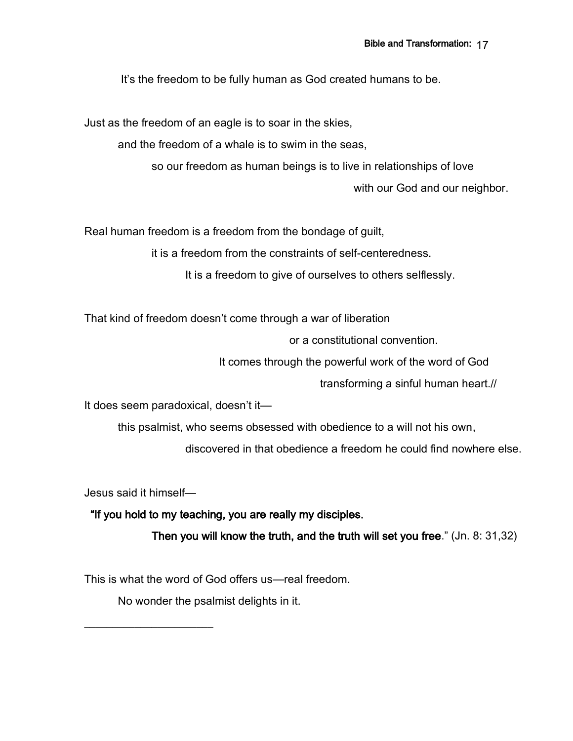It's the freedom to be fully human as God created humans to be.

Just as the freedom of an eagle is to soar in the skies,

and the freedom of a whale is to swim in the seas,

so our freedom as human beings is to live in relationships of love

with our God and our neighbor.

Real human freedom is a freedom from the bondage of guilt,

it is a freedom from the constraints of self-centeredness.

It is a freedom to give of ourselves to others selflessly.

That kind of freedom doesn't come through a war of liberation

or a constitutional convention.

It comes through the powerful work of the word of God

transforming a sinful human heart.//

It does seem paradoxical, doesn't it—

this psalmist, who seems obsessed with obedience to a will not his own,

discovered in that obedience a freedom he could find nowhere else.

Jesus said it himself—

**"If you hold to my teaching, you are really my disciples.**

**Then you will know the truth, and the truth will set you free**." (Jn. 8: 31,32)

This is what the word of God offers us—real freedom.

No wonder the psalmist delights in it.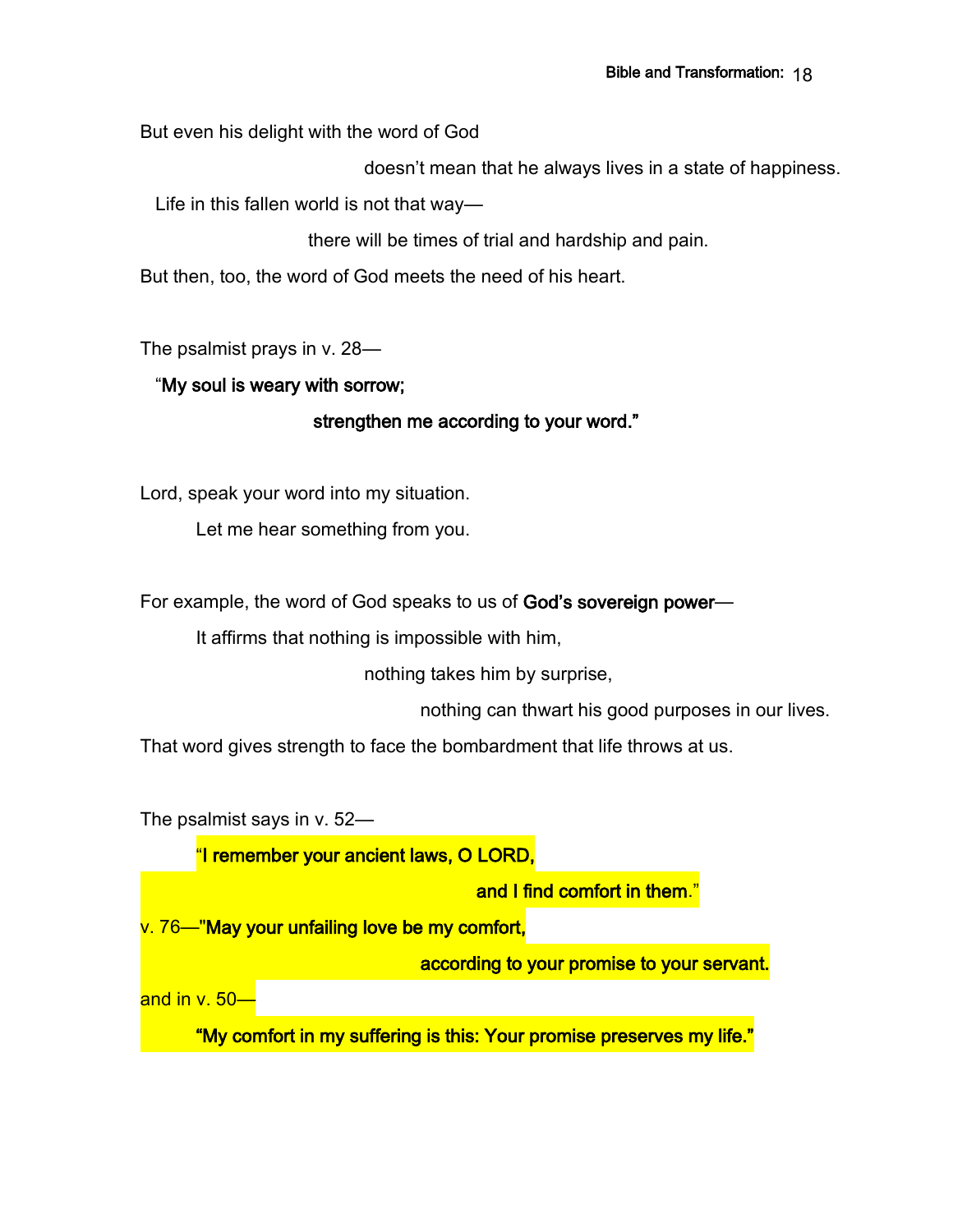But even his delight with the word of God

doesn't mean that he always lives in a state of happiness.

Life in this fallen world is not that way—

there will be times of trial and hardship and pain.

But then, too, the word of God meets the need of his heart.

The psalmist prays in v. 28—

"**My soul is weary with sorrow;**

**strengthen me according to your word."**

Lord, speak your word into my situation.

Let me hear something from you.

For example, the word of God speaks to us of **God's sovereign power**—

It affirms that nothing is impossible with him,

nothing takes him by surprise,

nothing can thwart his good purposes in our lives.

That word gives strength to face the bombardment that life throws us at us.

The psalmist says in v. 52—

"**I remember your ancient laws, O LORD,**

**and I find comfort in them**."

v. 76—"**May your unfailing love be my comfort,**

**according to your promise to your servant.**

and in v. 50—

**"My comfort in my suffering is this: Your promise preserves my life."**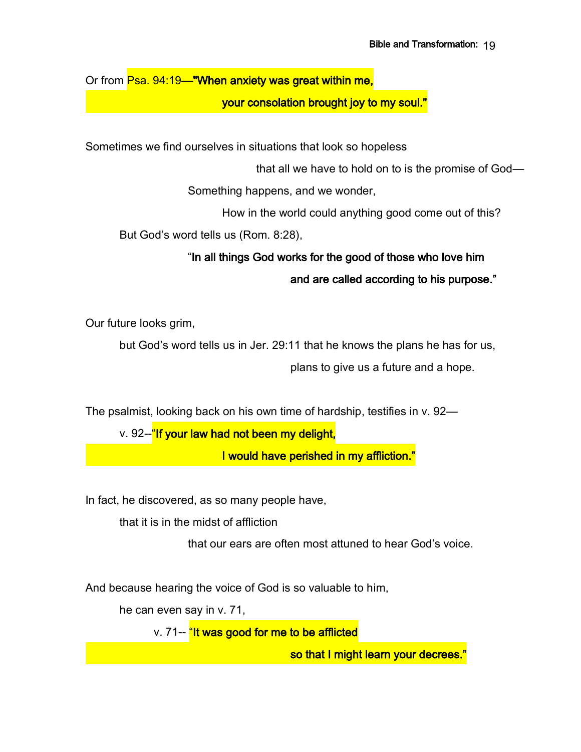Or from Psa. 94:19—**"When anxiety was great within me,**

**your consolation brought joy to my soul."**

Sometimes we find ourselves in situations that look so hopeless

that all we have to hold on to is the promise of God—

Something happens, and we wonder,

How in the world could anything good come out of this?

But God's word tells us (Rom. 8:28),

"**In all things God works for the good of those who love him**

**and are called according to his purpose."**

Our future looks grim,

but God's word tells us in Jer. 29:11 that he knows the plans he has for us,

plans to give us a future and a hope.

The psalmist, looking back on his own time of hardship, testifies in v. 92—

v. 92--"**If your law had not been my delight,**

**I would have perished in my affliction."**

In fact, he discovered, as so many people have,

that it is in the midst of affliction

that our ears are often most attuned to hear God's voice.

And because hearing the voice of God is so valuable to him,

he can even say in v. 71,

v. 71-- "**It was good for me to be afflicted**

**so that I might learn your decrees."**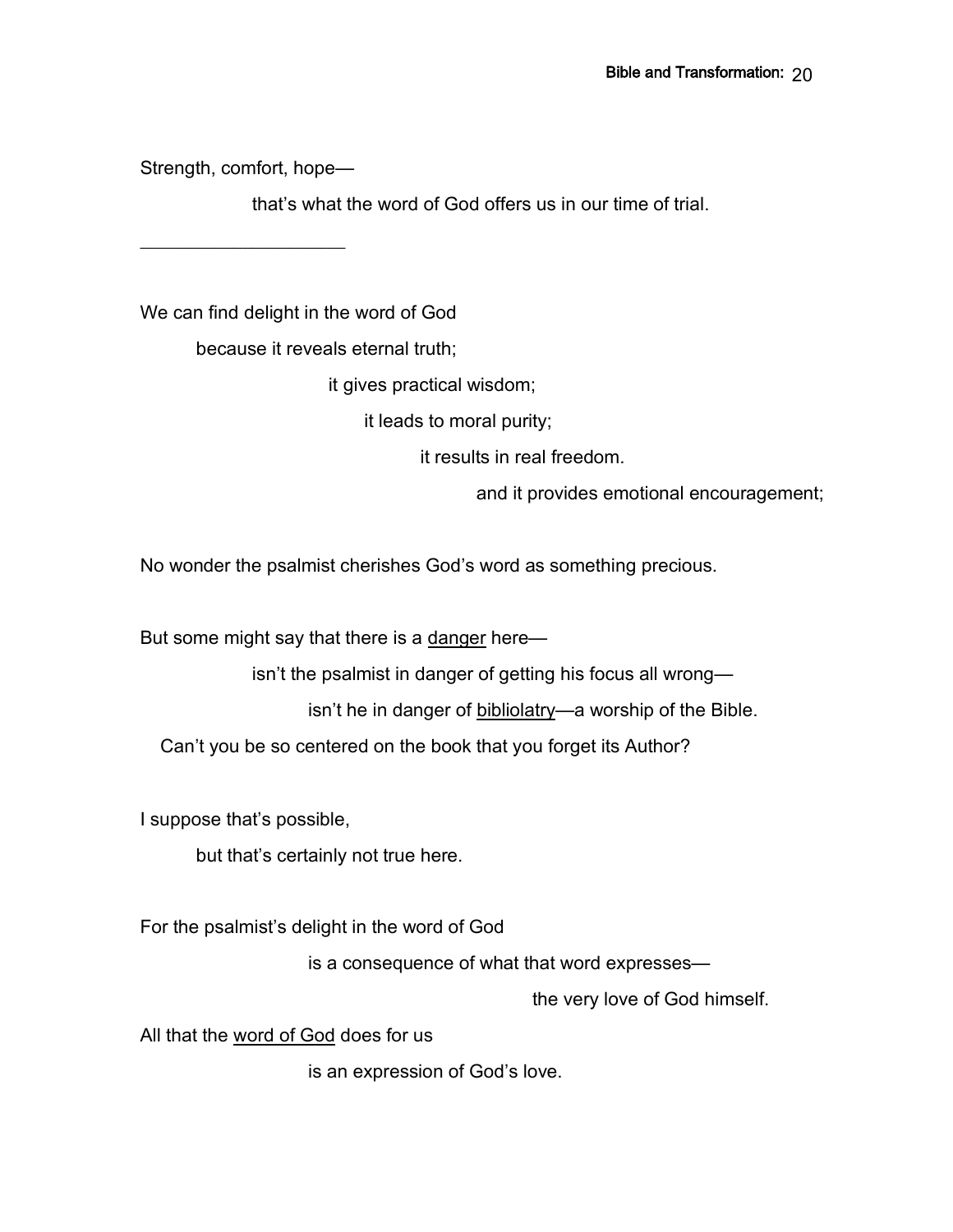Strength, comfort, hope—

that's what the word of God offers us in our time of trial.

---

We can find delight in the word of God

because it reveals eternal truth;

it gives practical wisdom;

it leads to moral purity;

it results in real freedom.

and it provides emotional encouragement;

No wonder the psalmist cherishes God's word as something precious.

But some might say that there is a <u>danger</u> here—

isn't the psalmist in danger of getting his focus all wrong—

isn't he in danger of <u>bibliolatry</u>—a worship of the Bible.

Can't you be so centered on the book that you forget its Author?

I suppose that's possible,

but that's certainly not true here.

For the psalmist's delight in the word of God

is a consequence of what that word expresses—

the very love of God himself.

All that the <u>word of God</u> does for us

is an expression of God's love.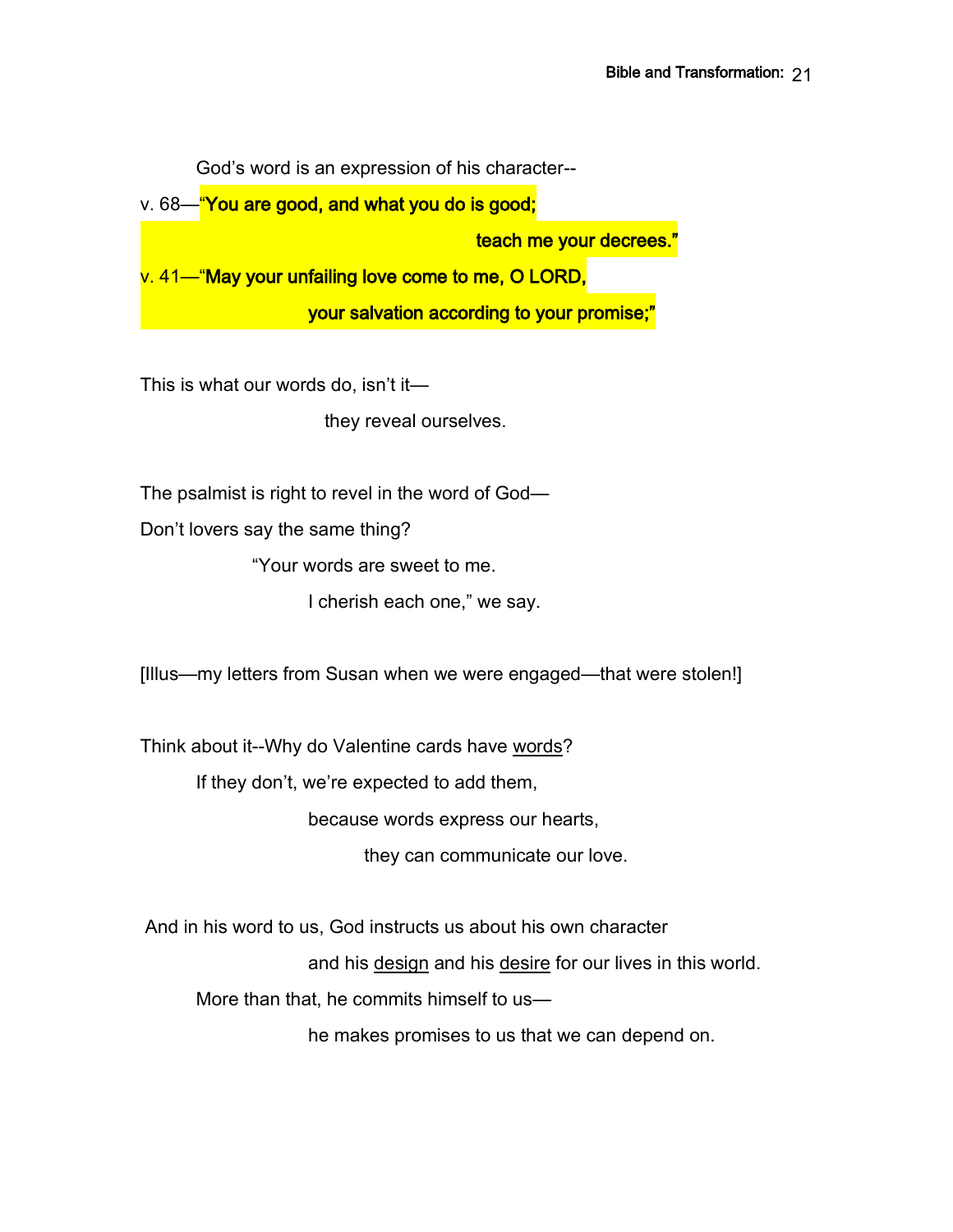God's word is an expression of his character--

v. 68—**"You are good, and what you do is good;**

**teach me your decrees."**

v. 41—**"May your unfailing love come to me, O LORD,**

**your salvation according to your promise;"**

This is what our words do, isn't it—

they reveal ourselves.

The psalmist is right to revel in the word of God—

Don't lovers say the same thing?

"Your words are sweet to me.

I cherish each one," we say.

[Illus—my letters from Susan when we were engaged—that were stolen!]

Think about it--Why do Valentine cards have <u>words</u>?

If they don't, we're expected to add them,

because words express our hearts,

they can communicate our love.

And in his word to us, God instructs us about his own character

and his <u>design</u> and his <u>desire</u> for our lives in this world.

More than that, he commits himself to us—

he makes promises to us that we can depend on.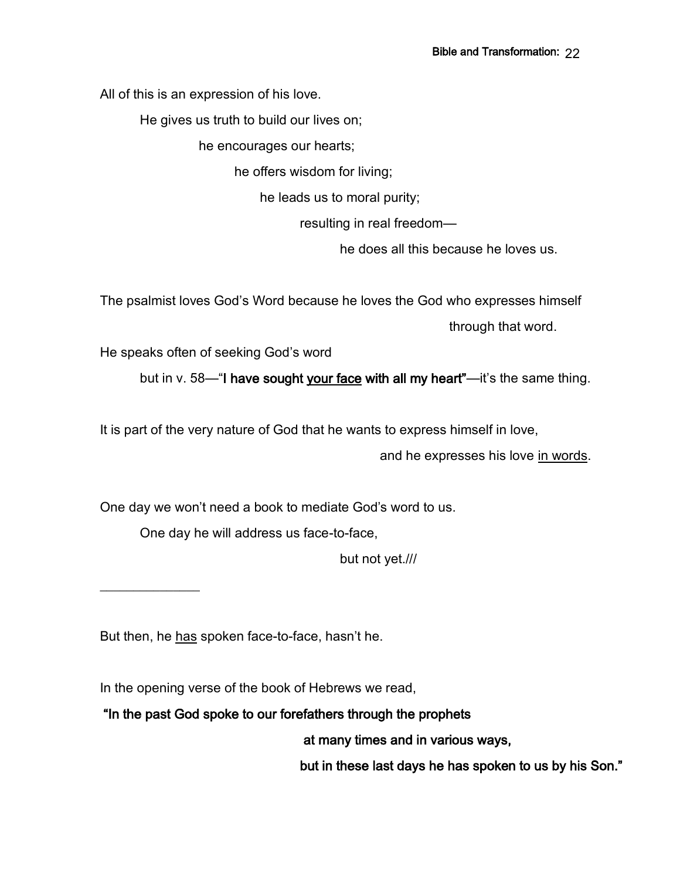All of this is an expression of his love.

He gives us truth to build our lives on;

he encourages our hearts;

he offers wisdom for living;

he leads us to moral purity;

resulting in real freedom—

he does all this because he loves us.

The psalmist loves God's Word because he loves the God who expresses himself through that word.

He speaks often of seeking God's word

but in v. 58—"**I have sought <u>your face</u> with all my heart**"—it's the same thing.

It is part of the very nature of God that he wants to express himself in love,

and he expresses his love <u>in words</u>.

One day we won't need a book to mediate God's word to us.

One day he will address us face-to-face,

but not yet.///

---

But then, he <u>has</u> spoken face-to-face, hasn't he.

In the opening verse of the book of Hebrews we read,

**"In the past God spoke to our forefathers through the prophets**

**at many times and in various ways,**

**but in these last days he has spoken to us by his Son."**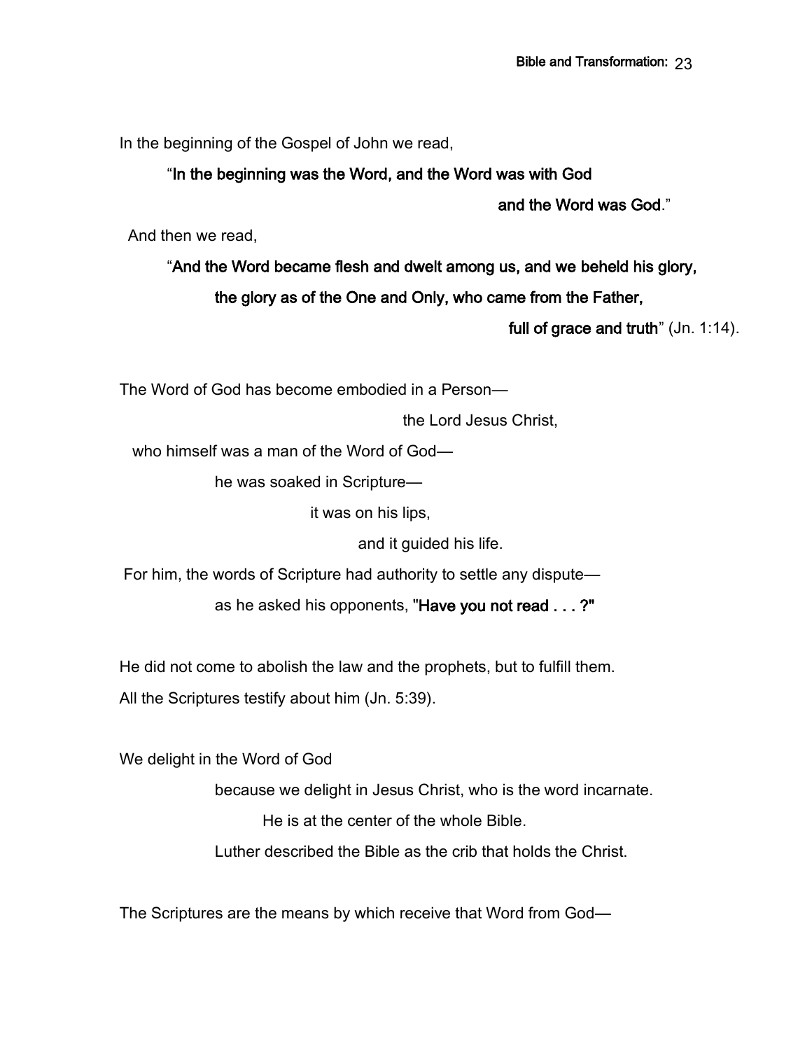In the beginning of the Gospel of John we read,

"**In the beginning was the Word, and the Word was with God**
**and the Word was God**."

And then we read,

"**And the Word became flesh and dwelt among us, and we beheld his glory,**
**the glory as of the One and Only, who came from the Father,**
**full of grace and truth**" (Jn. 1:14).

The Word of God has become embodied in a Person—
the Lord Jesus Christ,
who himself was a man of the Word of God—
he was soaked in Scripture—
it was on his lips,
and it guided his life.
For him, the words of Scripture had authority to settle any dispute—
as he asked his opponents, "**Have you not read . . . ?"**

He did not come to abolish the law and the prophets, but to fulfill them.
All the Scriptures testify about him (Jn. 5:39).

We delight in the Word of God
because we delight in Jesus Christ, who is the word incarnate.
He is at the center of the whole Bible.
Luther described the Bible as the crib that holds the Christ.

The Scriptures are the means by which receive that Word from God—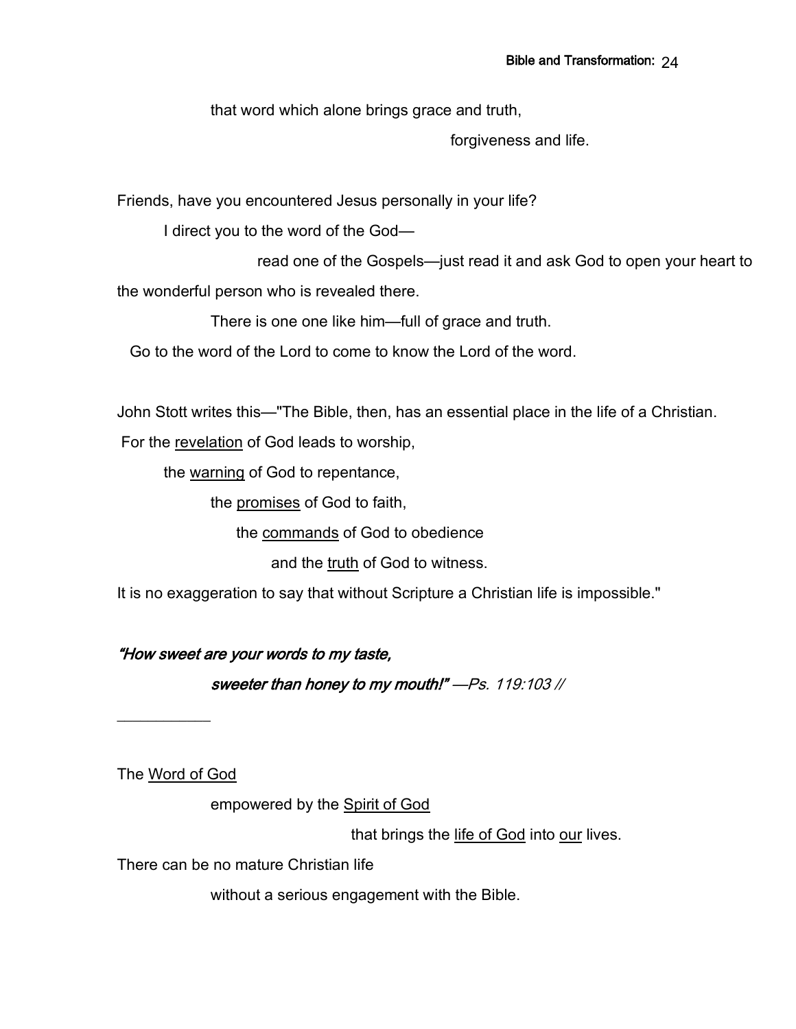that word which alone brings grace and truth,

forgiveness and life.

Friends, have you encountered Jesus personally in your life?

I direct you to the word of the God—

read one of the Gospels—just read it and ask God to open your heart to the wonderful person who is revealed there.

There is one one like him—full of grace and truth.

Go to the word of the Lord to come to know the Lord of the word.

John Stott writes this—"The Bible, then, has an essential place in the life of a Christian.

For the <u>revelation</u> of God leads to worship,

the <u>warning</u> of God to repentance,

the <u>promises</u> of God to faith,

the <u>commands</u> of God to obedience

and the <u>truth</u> of God to witness.

It is no exaggeration to say that without Scripture a Christian life is impossible."

***"How sweet are your words to my taste,***

***sweeter than honey to my mouth!"*** *—Ps. 119:103 //*

___________

The <u>Word of God</u>

empowered by the <u>Spirit of God</u>

that brings the <u>life of God</u> into <u>our</u> lives.

There can be no mature Christian life

without a serious engagement with the Bible.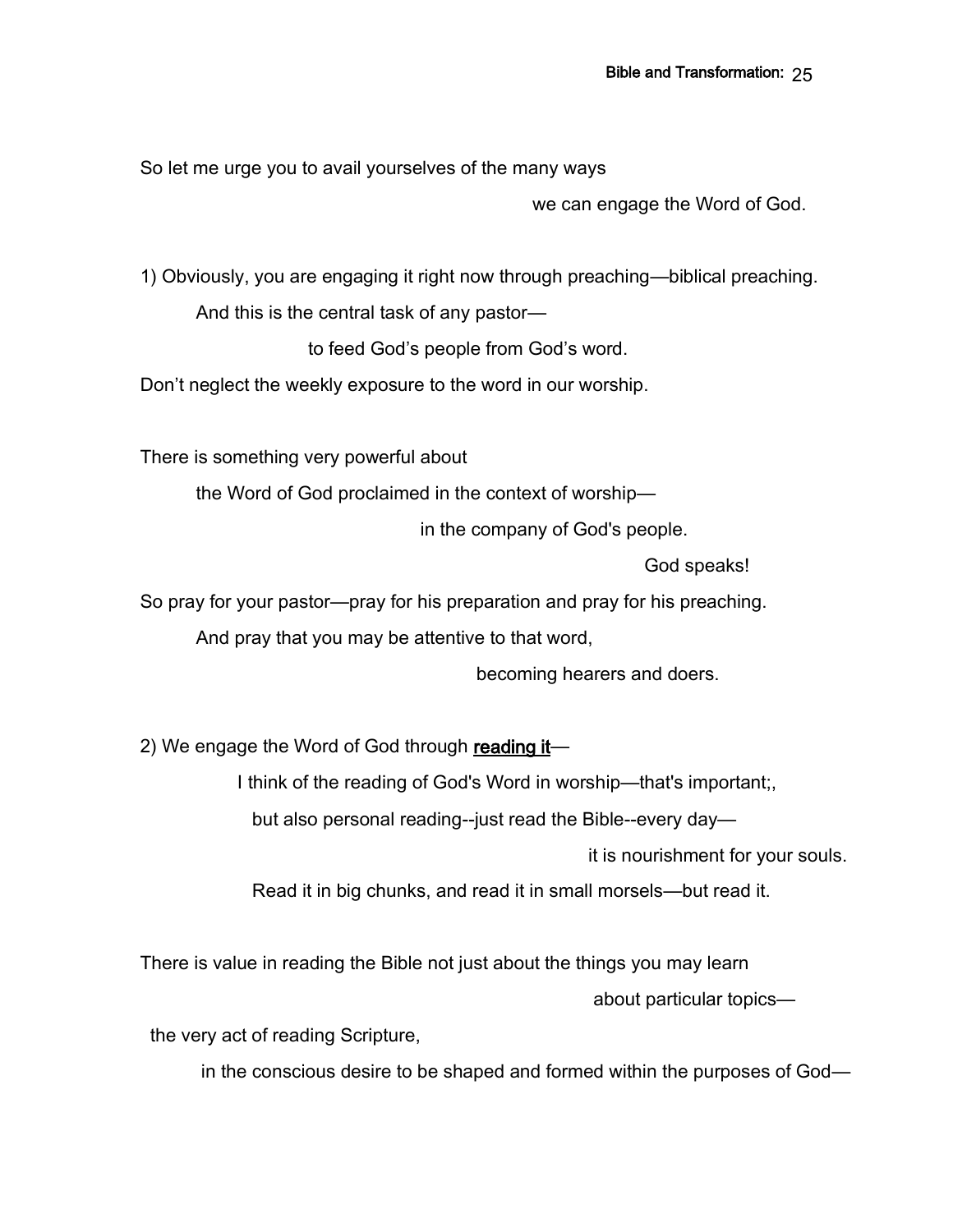So let me urge you to avail yourselves of the many ways

we can engage the Word of God.

1) Obviously, you are engaging it right now through preaching—biblical preaching.

And this is the central task of any pastor—

to feed God's people from God's word.

Don't neglect the weekly exposure to the word in our worship.

There is something very powerful about

the Word of God proclaimed in the context of worship—

in the company of God's people.

God speaks!

So pray for your pastor—pray for his preparation and pray for his preaching.

And pray that you may be attentive to that word,

becoming hearers and doers.

2) We engage the Word of God through **reading it**—

I think of the reading of God's Word in worship—that's important;,

but also personal reading--just read the Bible--every day—

it is nourishment for your souls.

Read it in big chunks, and read it in small morsels—but read it.

There is value in reading the Bible not just about the things you may learn

about particular topics—

the very act of reading Scripture,

in the conscious desire to be shaped and formed within the purposes of God—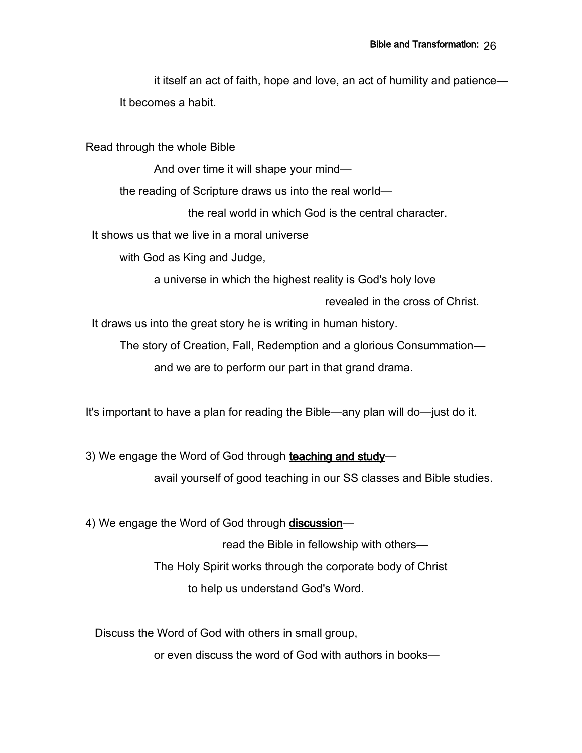it itself an act of faith, hope and love, an act of humility and patience—
It becomes a habit.

Read through the whole Bible
And over time it will shape your mind—
the reading of Scripture draws us into the real world—
the real world in which God is the central character.
It shows us that we live in a moral universe
with God as King and Judge,
a universe in which the highest reality is God's holy love
revealed in the cross of Christ.
It draws us into the great story he is writing in human history.
The story of Creation, Fall, Redemption and a glorious Consummation—
and we are to perform our part in that grand drama.

It's important to have a plan for reading the Bible—any plan will do—just do it.

3) We engage the Word of God through <u>teaching and study</u>—
avail yourself of good teaching in our SS classes and Bible studies.

4) We engage the Word of God through <u>discussion</u>—
read the Bible in fellowship with others—
The Holy Spirit works through the corporate body of Christ
to help us understand God's Word.

Discuss the Word of God with others in small group,
or even discuss the word of God with authors in books—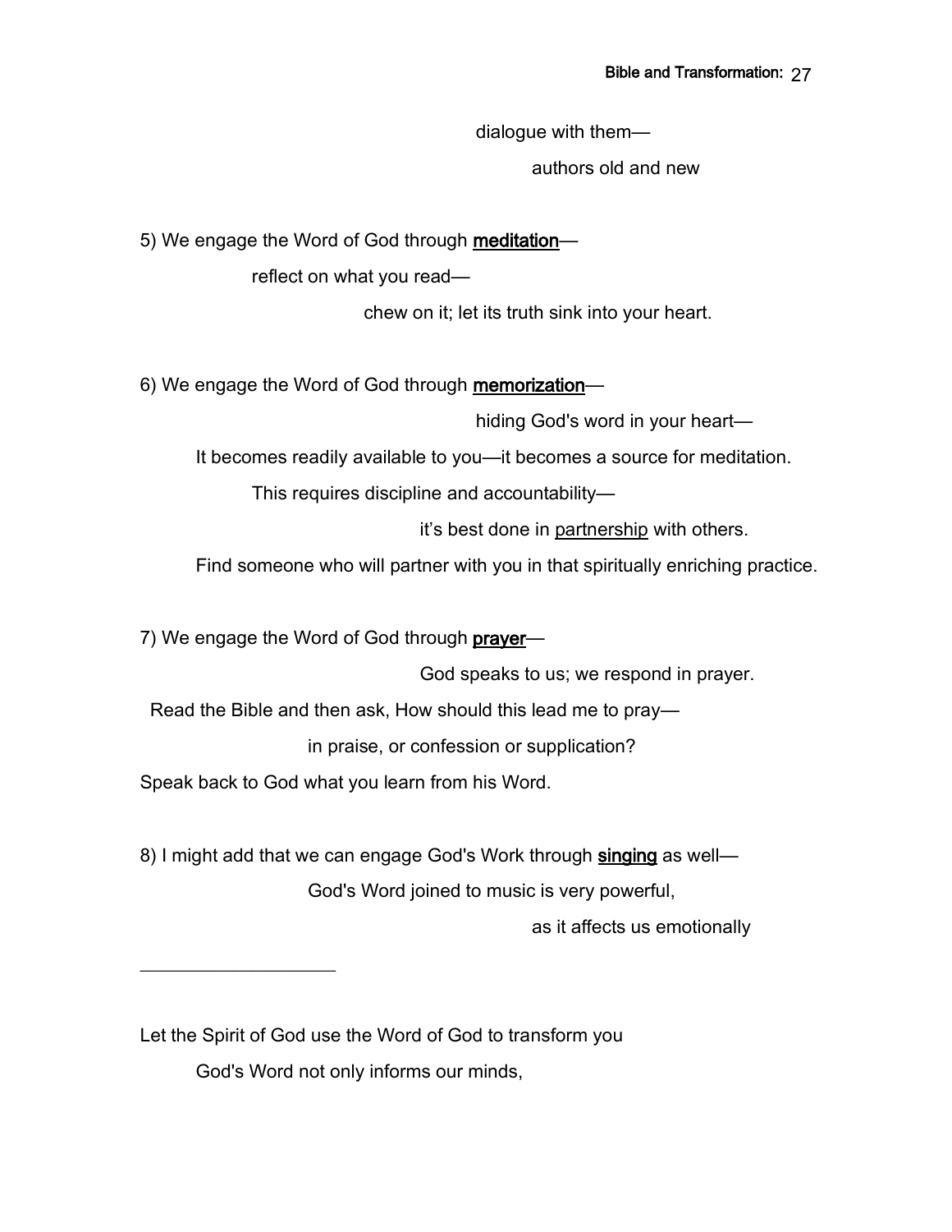dialogue with them—

authors old and new

5) We engage the Word of God through **meditation**—

reflect on what you read—

chew on it; let its truth sink into your heart.

6) We engage the Word of God through **memorization**—

hiding God's word in your heart—

It becomes readily available to you—it becomes a source for meditation.

This requires discipline and accountability—

it's best done in partnership with others.

Find someone who will partner with you in that spiritually enriching practice.

7) We engage the Word of God through **prayer**—

God speaks to us; we respond in prayer.

Read the Bible and then ask, How should this lead me to pray—

in praise, or confession or supplication?

Speak back to God what you learn from his Word.

8) I might add that we can engage God's Work through **singing** as well—

God's Word joined to music is very powerful,

as it affects us emotionally

---

Let the Spirit of God use the Word of God to transform you

God's Word not only informs our minds,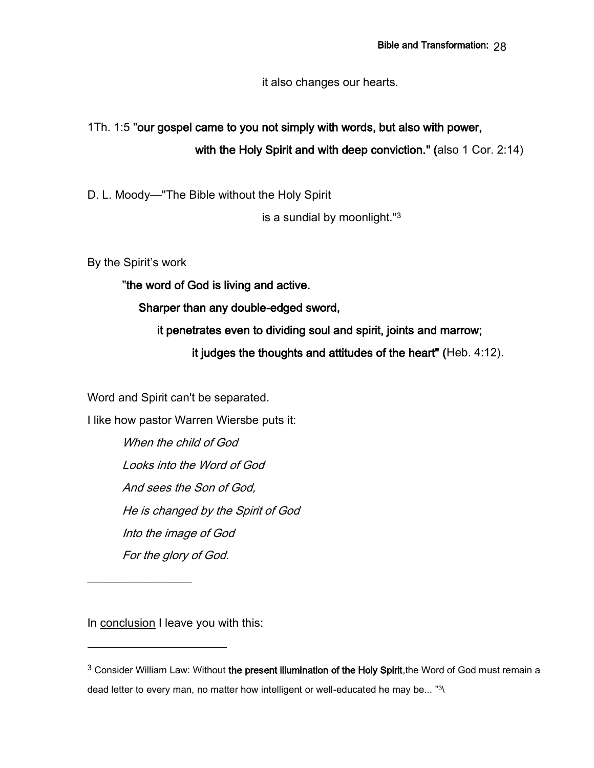it also changes our hearts.

1Th. 1:5 "**our gospel came to you not simply with words, but also with power,**

**with the Holy Spirit and with deep conviction." (**also 1 Cor. 2:14)

D. L. Moody—"The Bible without the Holy Spirit

is a sundial by moonlight."[3]

By the Spirit's work

"**the word of God is living and active.**

**Sharper than any double-edged sword,**

**it penetrates even to dividing soul and spirit, joints and marrow;**

**it judges the thoughts and attitudes of the heart" (**Heb. 4:12).

Word and Spirit can't be separated.

I like how pastor Warren Wiersbe puts it:

*When the child of God*

*Looks into the Word of God*

*And sees the Son of God,*

*He is changed by the Spirit of God*

*Into the image of God*

*For the glory of God.*

---

In conclusion I leave you with this:

---

[3] Consider William Law: Without **the present illumination of the Holy Spirit**,the Word of God must remain a dead letter to every man, no matter how intelligent or well-educated he may be... "3\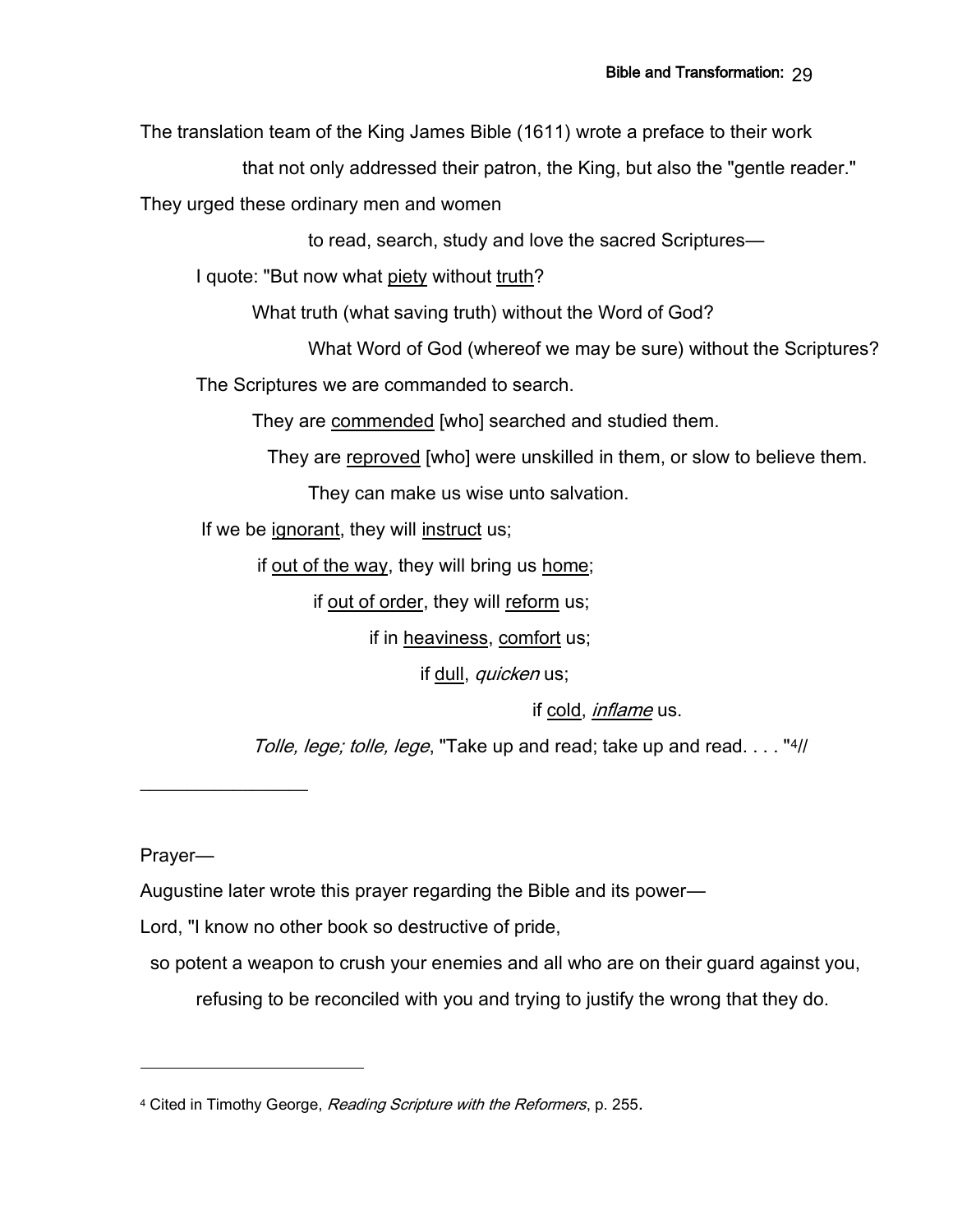The translation team of the King James Bible (1611) wrote a preface to their work

that not only addressed their patron, the King, but also the "gentle reader."

They urged these ordinary men and women

to read, search, study and love the sacred Scriptures—

I quote: "But now what <u>piety</u> without <u>truth</u>?

What truth (what saving truth) without the Word of God?

What Word of God (whereof we may be sure) without the Scriptures?

The Scriptures we are commanded to search.

They are <u>commended</u> [who] searched and studied them.

They are <u>reproved</u> [who] were unskilled in them, or slow to believe them.

They can make us wise unto salvation.

If we be <u>ignorant</u>, they will <u>instruct</u> us;

if <u>out of the way</u>, they will bring us <u>home</u>;

if <u>out of order</u>, they will <u>reform</u> us;

if in <u>heaviness</u>, <u>comfort</u> us;

if <u>dull</u>, *quicken* us;

if <u>cold</u>, *<u>inflame</u>* us.

*Tolle, lege; tolle, lege*, "Take up and read; take up and read. . . . "[4]//

---

Prayer—

Augustine later wrote this prayer regarding the Bible and its power—

Lord, "I know no other book so destructive of pride,

so potent a weapon to crush your enemies and all who are on their guard against you,

refusing to be reconciled with you and trying to justify the wrong that they do.

---

[4] Cited in Timothy George, *Reading Scripture with the Reformers*, p. 255.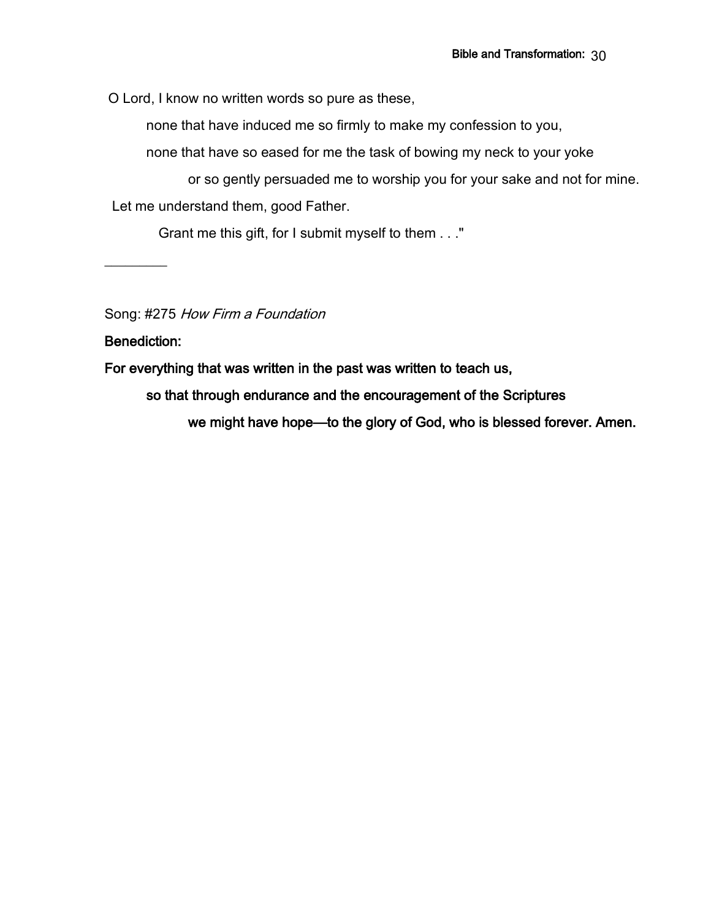O Lord, I know no written words so pure as these,

none that have induced me so firmly to make my confession to you,

none that have so eased for me the task of bowing my neck to your yoke

or so gently persuaded me to worship you for your sake and not for mine.

Let me understand them, good Father.

Grant me this gift, for I submit myself to them . . ."

________

Song: #275 *How Firm a Foundation*

**Benediction:**

**For everything that was written in the past was written to teach us,**

**so that through endurance and the encouragement of the Scriptures**

**we might have hope—to the glory of God, who is blessed forever. Amen.**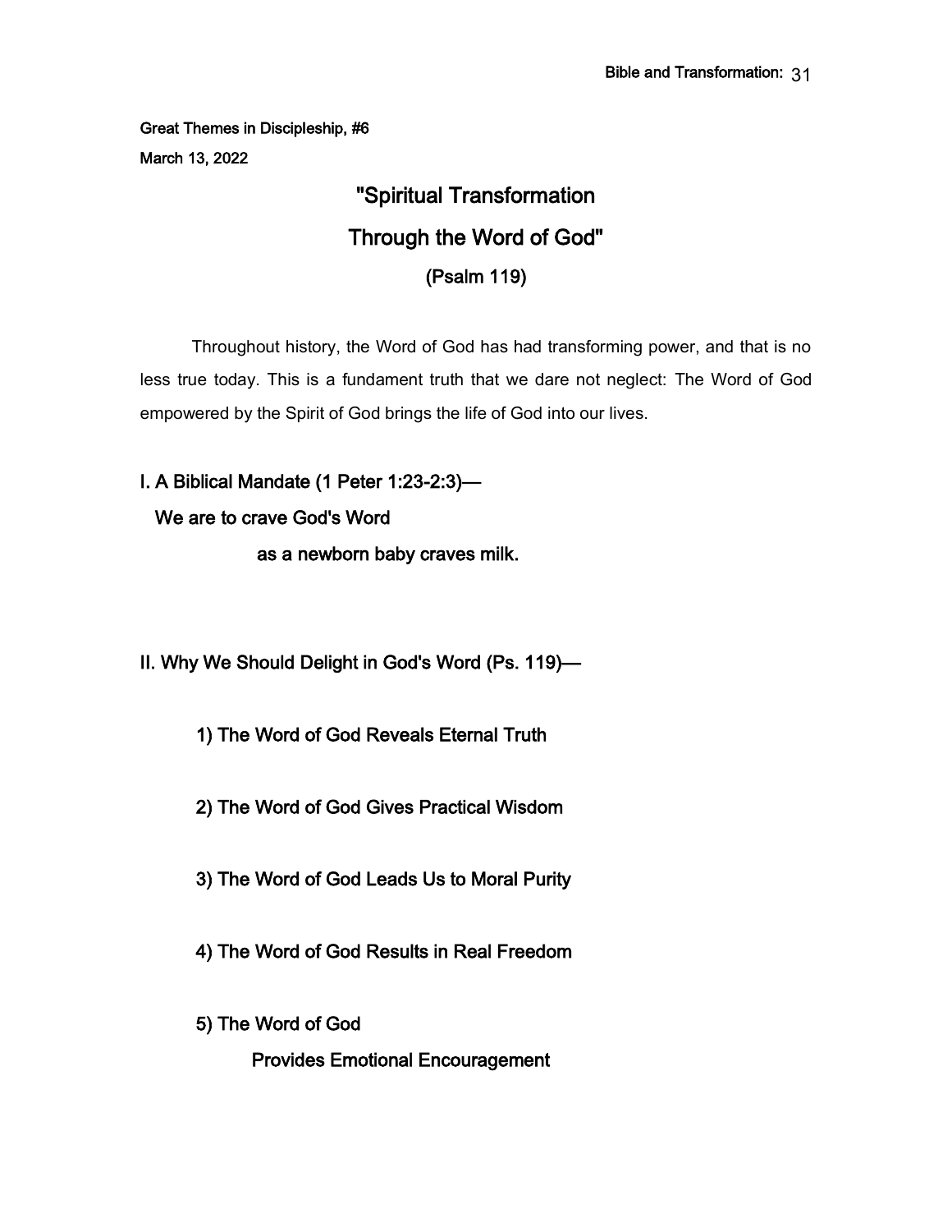Great Themes in Discipleship, #6

March 13, 2022

# "Spiritual Transformation Through the Word of God"

### (Psalm 119)

Throughout history, the Word of God has had transforming power, and that is no less true today. This is a fundament truth that we dare not neglect: The Word of God empowered by the Spirit of God brings the life of God into our lives.

## I. A Biblical Mandate (1 Peter 1:23-2:3)—

**We are to crave God's Word as a newborn baby craves milk.**

## II. Why We Should Delight in God's Word (Ps. 119)—

**1) The Word of God Reveals Eternal Truth**

**2) The Word of God Gives Practical Wisdom**

**3) The Word of God Leads Us to Moral Purity**

**4) The Word of God Results in Real Freedom**

**5) The Word of God Provides Emotional Encouragement**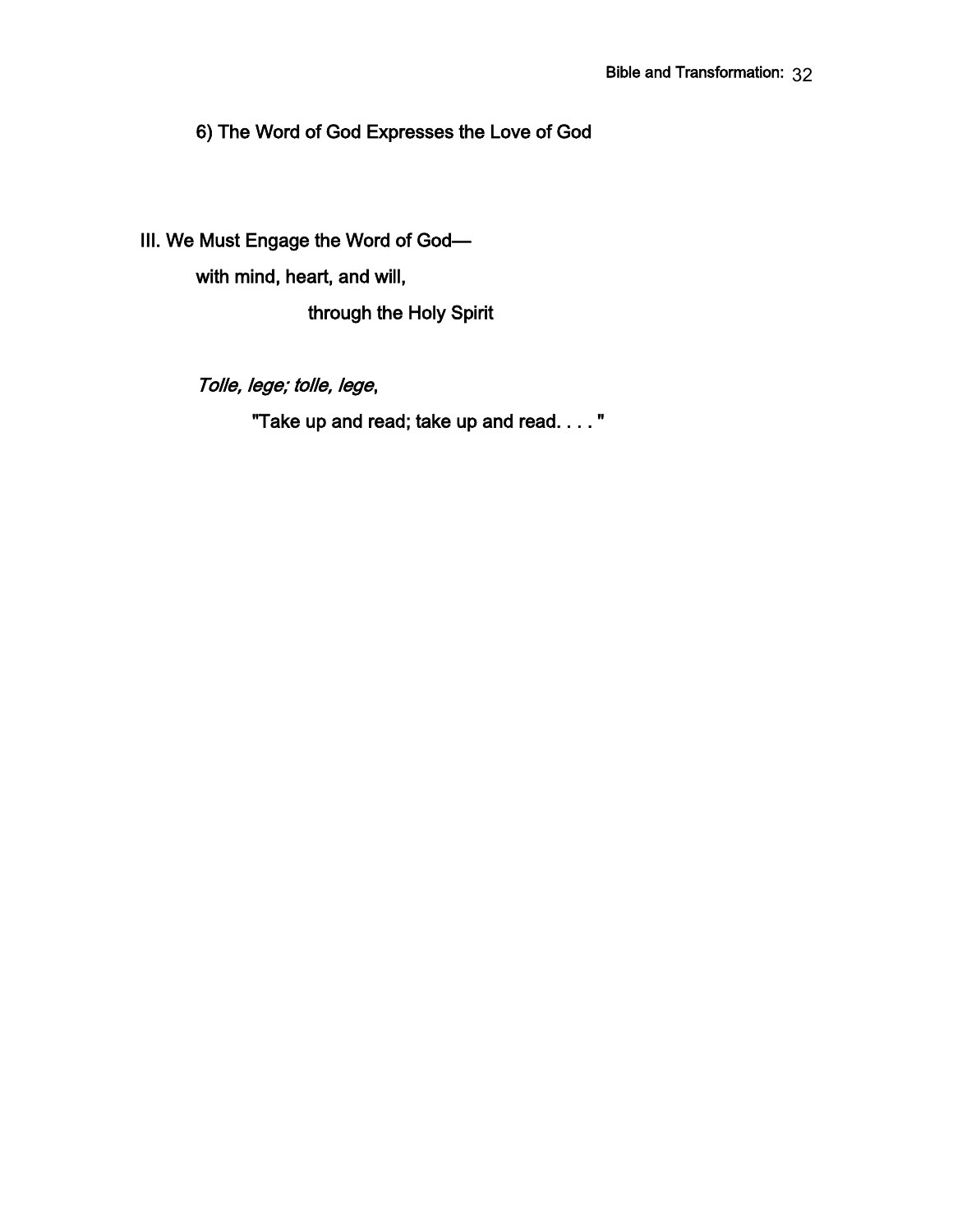6) The Word of God Expresses the Love of God

III. We Must Engage the Word of God—

with mind, heart, and will,

through the Holy Spirit

*Tolle, lege; tolle, lege*,

"Take up and read; take up and read. . . . "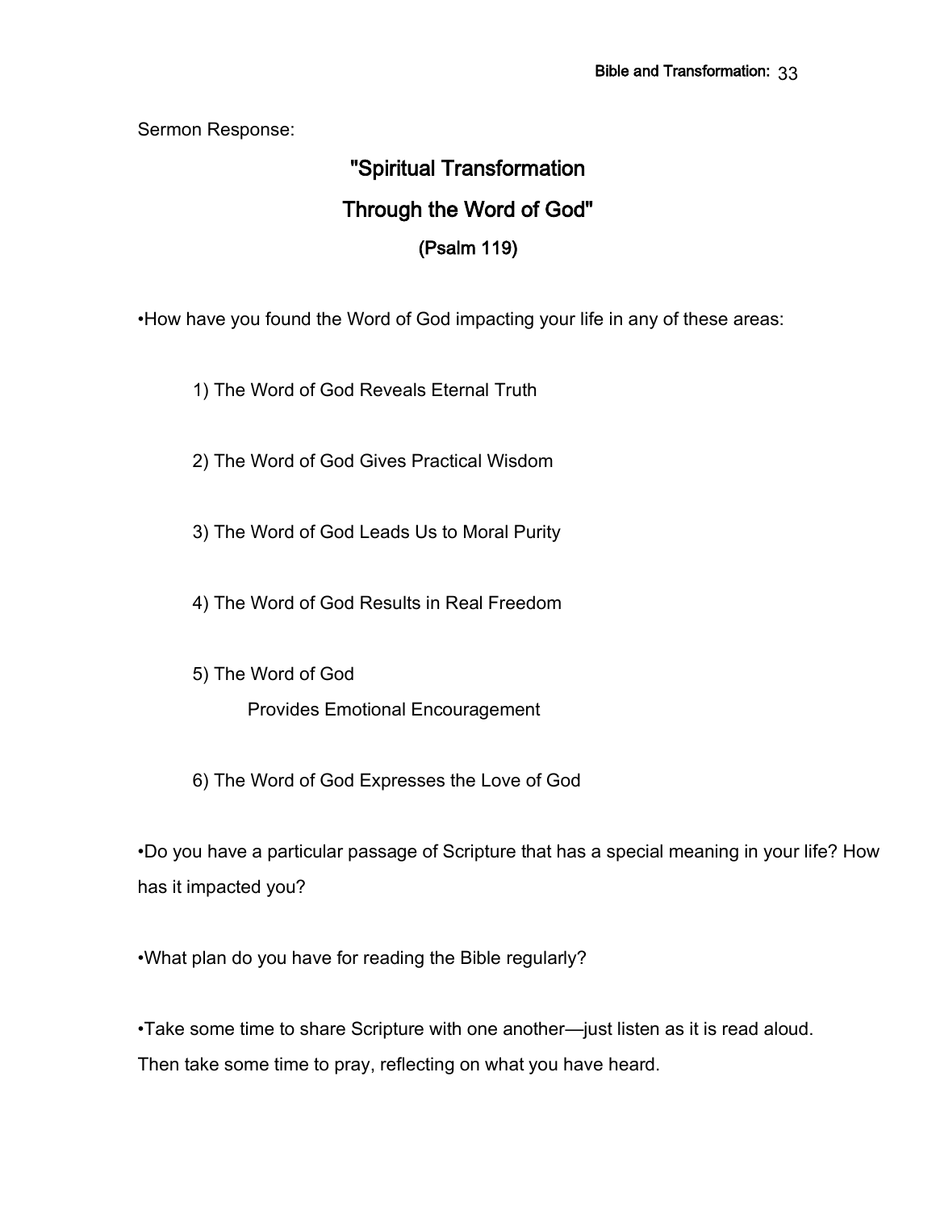Sermon Response:

# "Spiritual Transformation Through the Word of God"

## (Psalm 119)

•How have you found the Word of God impacting your life in any of these areas:

1) The Word of God Reveals Eternal Truth

2) The Word of God Gives Practical Wisdom

3) The Word of God Leads Us to Moral Purity

4) The Word of God Results in Real Freedom

5) The Word of God
   Provides Emotional Encouragement

6) The Word of God Expresses the Love of God

•Do you have a particular passage of Scripture that has a special meaning in your life? How has it impacted you?

•What plan do you have for reading the Bible regularly?

•Take some time to share Scripture with one another—just listen as it is read aloud. Then take some time to pray, reflecting on what you have heard.